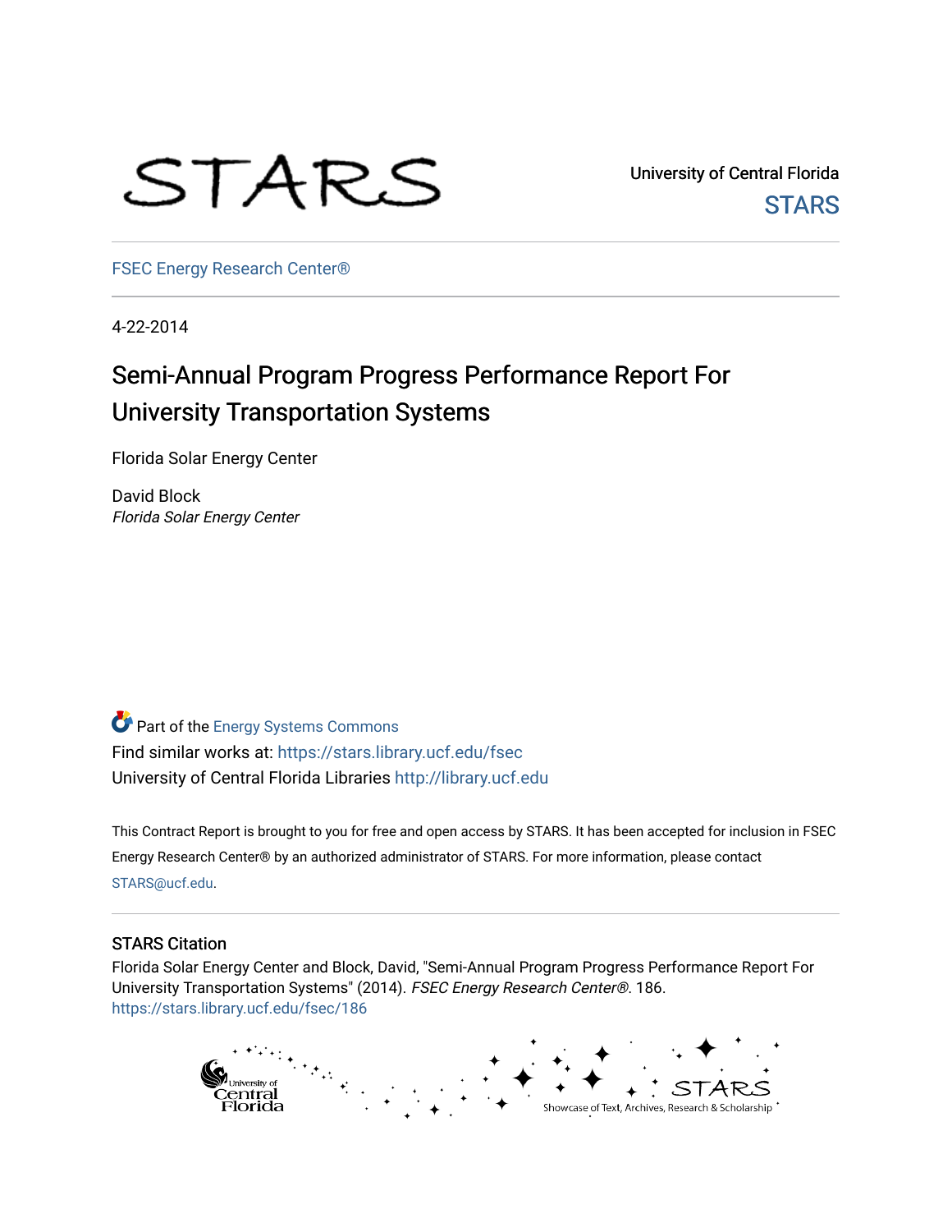STARS

University of Central Florida

STARS

FSEC Energy Research Center®

4-22-2014

# Semi-Annual Program Progress Performance Report For University Transportation Systems

Florida Solar Energy Center

David Block
*Florida Solar Energy Center*

Part of the Energy Systems Commons

Find similar works at: https://stars.library.ucf.edu/fsec

University of Central Florida Libraries http://library.ucf.edu

This Contract Report is brought to you for free and open access by STARS. It has been accepted for inclusion in FSEC Energy Research Center® by an authorized administrator of STARS. For more information, please contact STARS@ucf.edu.

## STARS Citation

Florida Solar Energy Center and Block, David, "Semi-Annual Program Progress Performance Report For University Transportation Systems" (2014). *FSEC Energy Research Center®*. 186.
https://stars.library.ucf.edu/fsec/186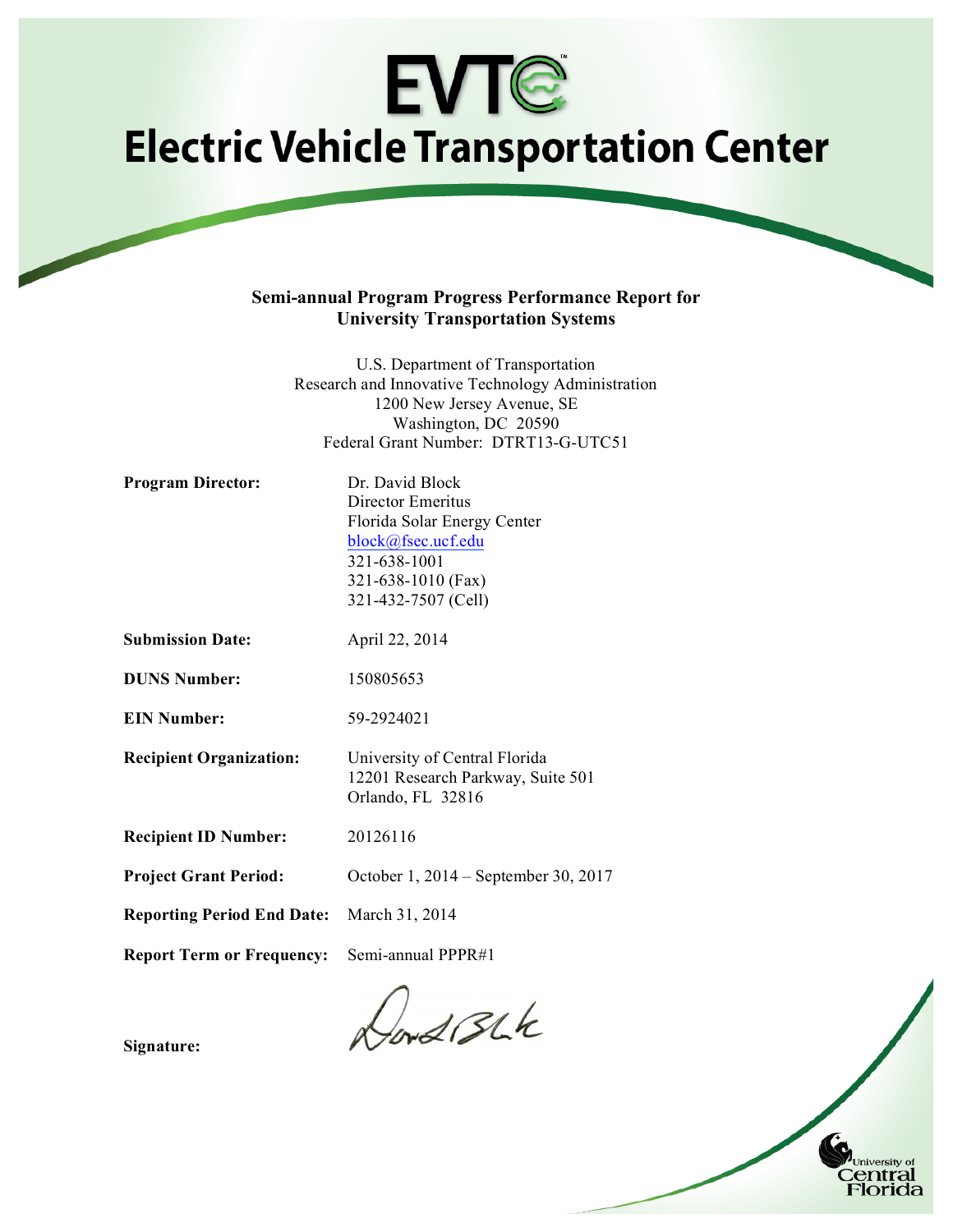# Electric Vehicle Transportation Center

**Semi-annual Program Progress Performance Report for University Transportation Systems**

U.S. Department of Transportation
Research and Innovative Technology Administration
1200 New Jersey Avenue, SE
Washington, DC 20590
Federal Grant Number: DTRT13-G-UTC51

| | |
|---|---|
| **Program Director:** | Dr. David Block<br>Director Emeritus<br>Florida Solar Energy Center<br>block@fsec.ucf.edu<br>321-638-1001<br>321-638-1010 (Fax)<br>321-432-7507 (Cell) |
| **Submission Date:** | April 22, 2014 |
| **DUNS Number:** | 150805653 |
| **EIN Number:** | 59-2924021 |
| **Recipient Organization:** | University of Central Florida<br>12201 Research Parkway, Suite 501<br>Orlando, FL 32816 |
| **Recipient ID Number:** | 20126116 |
| **Project Grant Period:** | October 1, 2014 – September 30, 2017 |
| **Reporting Period End Date:** | March 31, 2014 |
| **Report Term or Frequency:** | Semi-annual PPPR#1 |

**Signature:**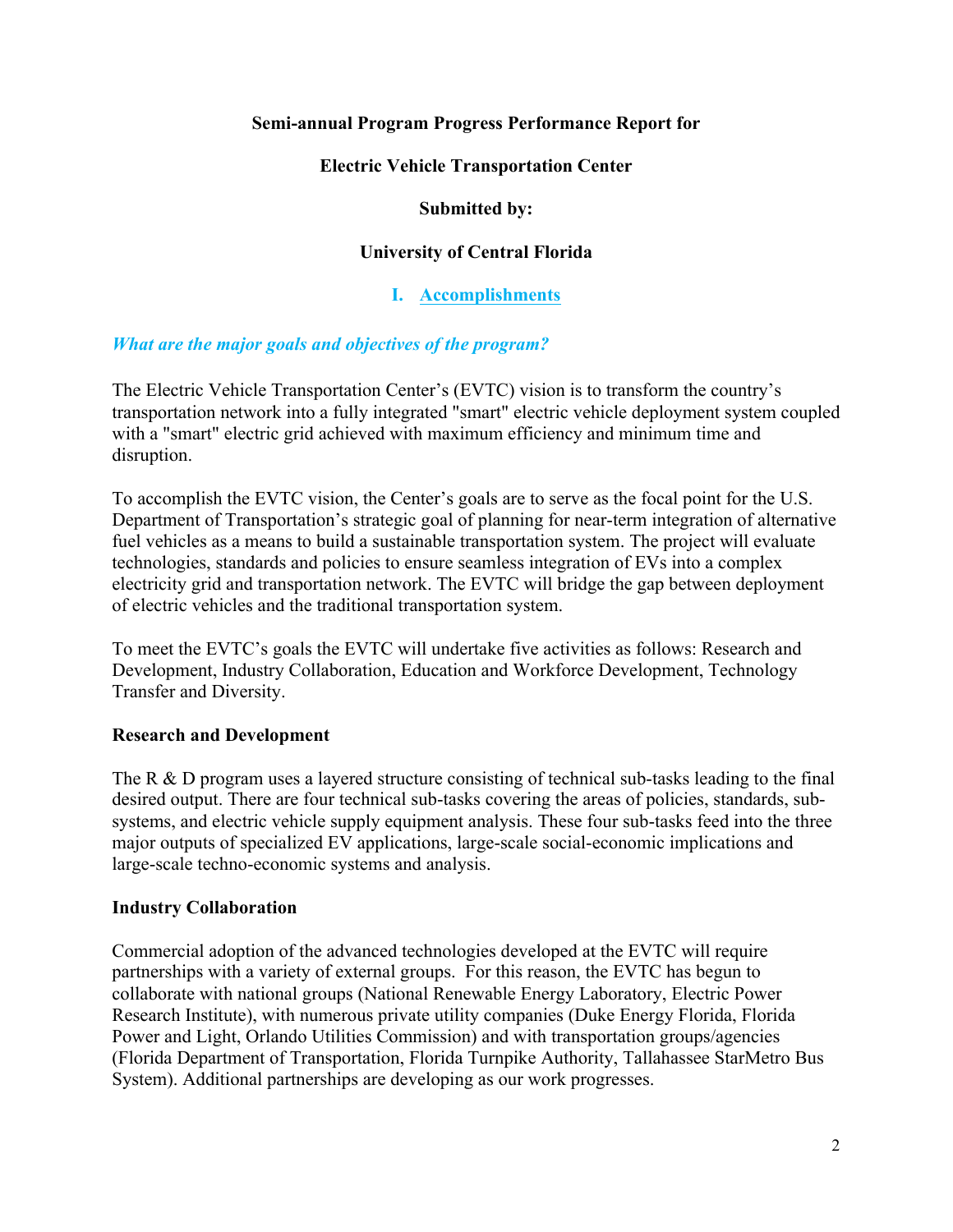**Semi-annual Program Progress Performance Report for**

**Electric Vehicle Transportation Center**

**Submitted by:**

**University of Central Florida**

# I. Accomplishments

## *What are the major goals and objectives of the program?*

The Electric Vehicle Transportation Center's (EVTC) vision is to transform the country's transportation network into a fully integrated "smart" electric vehicle deployment system coupled with a "smart" electric grid achieved with maximum efficiency and minimum time and disruption.

To accomplish the EVTC vision, the Center's goals are to serve as the focal point for the U.S. Department of Transportation's strategic goal of planning for near-term integration of alternative fuel vehicles as a means to build a sustainable transportation system. The project will evaluate technologies, standards and policies to ensure seamless integration of EVs into a complex electricity grid and transportation network. The EVTC will bridge the gap between deployment of electric vehicles and the traditional transportation system.

To meet the EVTC's goals the EVTC will undertake five activities as follows: Research and Development, Industry Collaboration, Education and Workforce Development, Technology Transfer and Diversity.

### Research and Development

The R & D program uses a layered structure consisting of technical sub-tasks leading to the final desired output. There are four technical sub-tasks covering the areas of policies, standards, sub-systems, and electric vehicle supply equipment analysis. These four sub-tasks feed into the three major outputs of specialized EV applications, large-scale social-economic implications and large-scale techno-economic systems and analysis.

### Industry Collaboration

Commercial adoption of the advanced technologies developed at the EVTC will require partnerships with a variety of external groups. For this reason, the EVTC has begun to collaborate with national groups (National Renewable Energy Laboratory, Electric Power Research Institute), with numerous private utility companies (Duke Energy Florida, Florida Power and Light, Orlando Utilities Commission) and with transportation groups/agencies (Florida Department of Transportation, Florida Turnpike Authority, Tallahassee StarMetro Bus System). Additional partnerships are developing as our work progresses.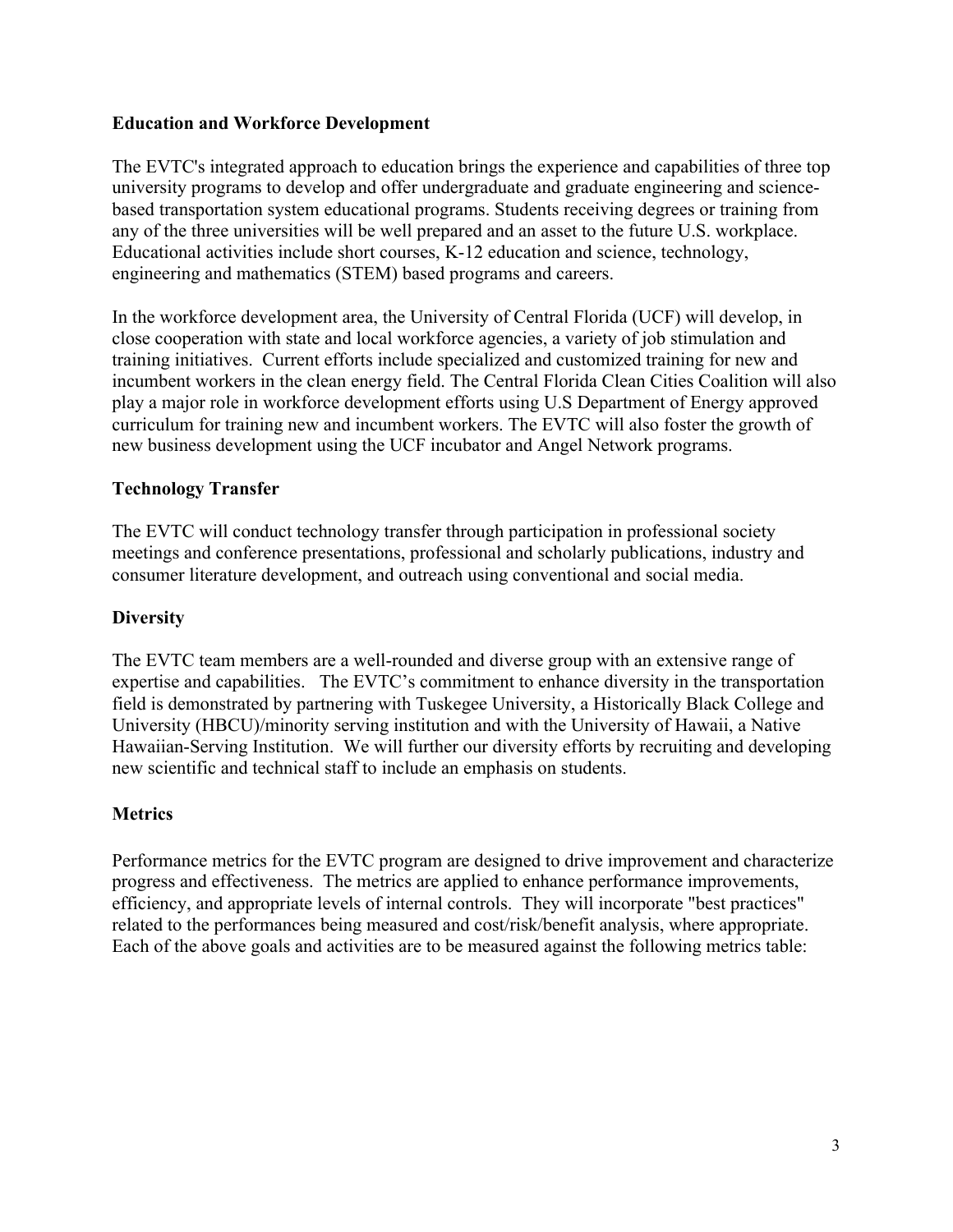## Education and Workforce Development

The EVTC's integrated approach to education brings the experience and capabilities of three top university programs to develop and offer undergraduate and graduate engineering and science-based transportation system educational programs. Students receiving degrees or training from any of the three universities will be well prepared and an asset to the future U.S. workplace. Educational activities include short courses, K-12 education and science, technology, engineering and mathematics (STEM) based programs and careers.

In the workforce development area, the University of Central Florida (UCF) will develop, in close cooperation with state and local workforce agencies, a variety of job stimulation and training initiatives. Current efforts include specialized and customized training for new and incumbent workers in the clean energy field. The Central Florida Clean Cities Coalition will also play a major role in workforce development efforts using U.S Department of Energy approved curriculum for training new and incumbent workers. The EVTC will also foster the growth of new business development using the UCF incubator and Angel Network programs.

## Technology Transfer

The EVTC will conduct technology transfer through participation in professional society meetings and conference presentations, professional and scholarly publications, industry and consumer literature development, and outreach using conventional and social media.

## Diversity

The EVTC team members are a well-rounded and diverse group with an extensive range of expertise and capabilities. The EVTC's commitment to enhance diversity in the transportation field is demonstrated by partnering with Tuskegee University, a Historically Black College and University (HBCU)/minority serving institution and with the University of Hawaii, a Native Hawaiian-Serving Institution. We will further our diversity efforts by recruiting and developing new scientific and technical staff to include an emphasis on students.

## Metrics

Performance metrics for the EVTC program are designed to drive improvement and characterize progress and effectiveness. The metrics are applied to enhance performance improvements, efficiency, and appropriate levels of internal controls. They will incorporate "best practices" related to the performances being measured and cost/risk/benefit analysis, where appropriate. Each of the above goals and activities are to be measured against the following metrics table: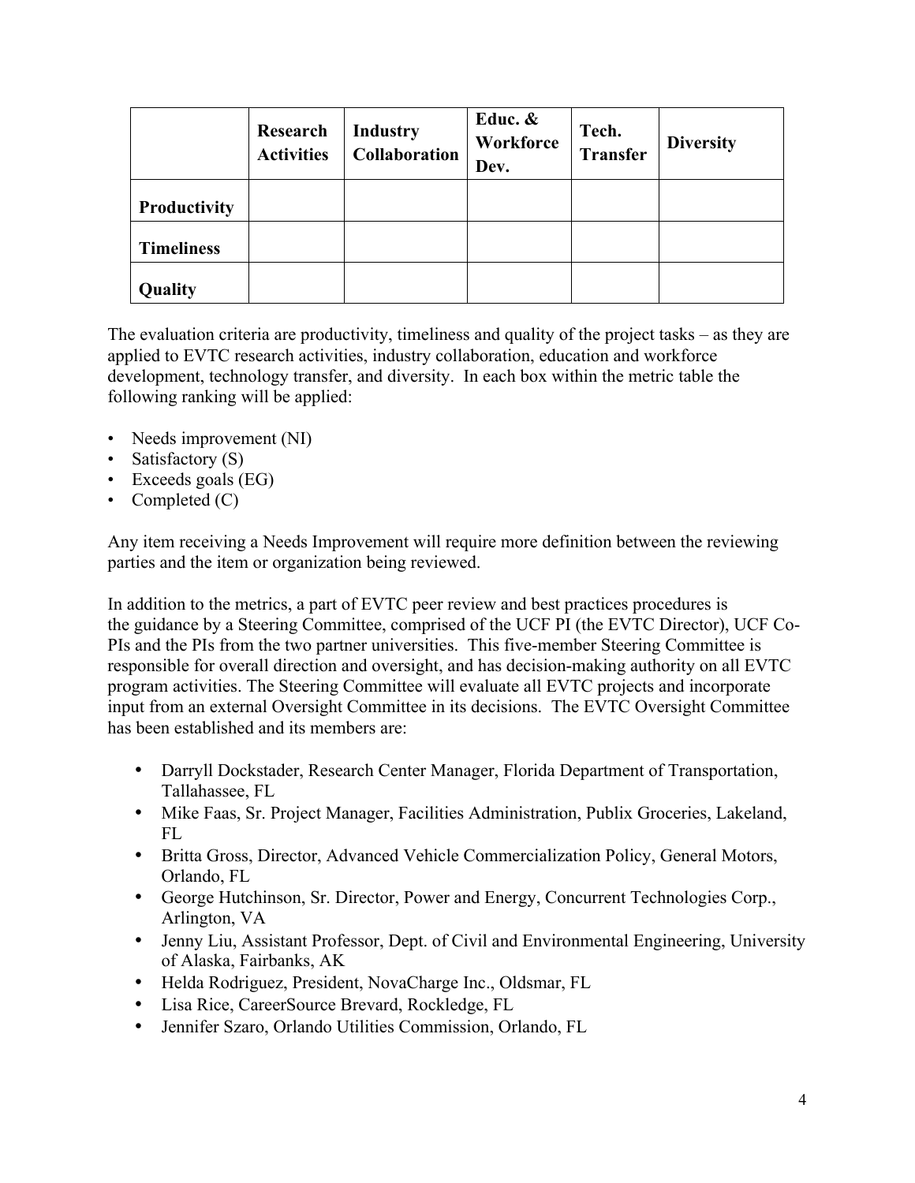| | Research Activities | Industry Collaboration | Educ. & Workforce Dev. | Tech. Transfer | Diversity |
|---|---|---|---|---|---|
| **Productivity** | | | | | |
| **Timeliness** | | | | | |
| **Quality** | | | | | |

The evaluation criteria are productivity, timeliness and quality of the project tasks – as they are applied to EVTC research activities, industry collaboration, education and workforce development, technology transfer, and diversity. In each box within the metric table the following ranking will be applied:

- Needs improvement (NI)
- Satisfactory (S)
- Exceeds goals (EG)
- Completed (C)

Any item receiving a Needs Improvement will require more definition between the reviewing parties and the item or organization being reviewed.

In addition to the metrics, a part of EVTC peer review and best practices procedures is the guidance by a Steering Committee, comprised of the UCF PI (the EVTC Director), UCF Co-PIs and the PIs from the two partner universities. This five-member Steering Committee is responsible for overall direction and oversight, and has decision-making authority on all EVTC program activities. The Steering Committee will evaluate all EVTC projects and incorporate input from an external Oversight Committee in its decisions. The EVTC Oversight Committee has been established and its members are:

- Darryll Dockstader, Research Center Manager, Florida Department of Transportation, Tallahassee, FL
- Mike Faas, Sr. Project Manager, Facilities Administration, Publix Groceries, Lakeland, FL
- Britta Gross, Director, Advanced Vehicle Commercialization Policy, General Motors, Orlando, FL
- George Hutchinson, Sr. Director, Power and Energy, Concurrent Technologies Corp., Arlington, VA
- Jenny Liu, Assistant Professor, Dept. of Civil and Environmental Engineering, University of Alaska, Fairbanks, AK
- Helda Rodriguez, President, NovaCharge Inc., Oldsmar, FL
- Lisa Rice, CareerSource Brevard, Rockledge, FL
- Jennifer Szaro, Orlando Utilities Commission, Orlando, FL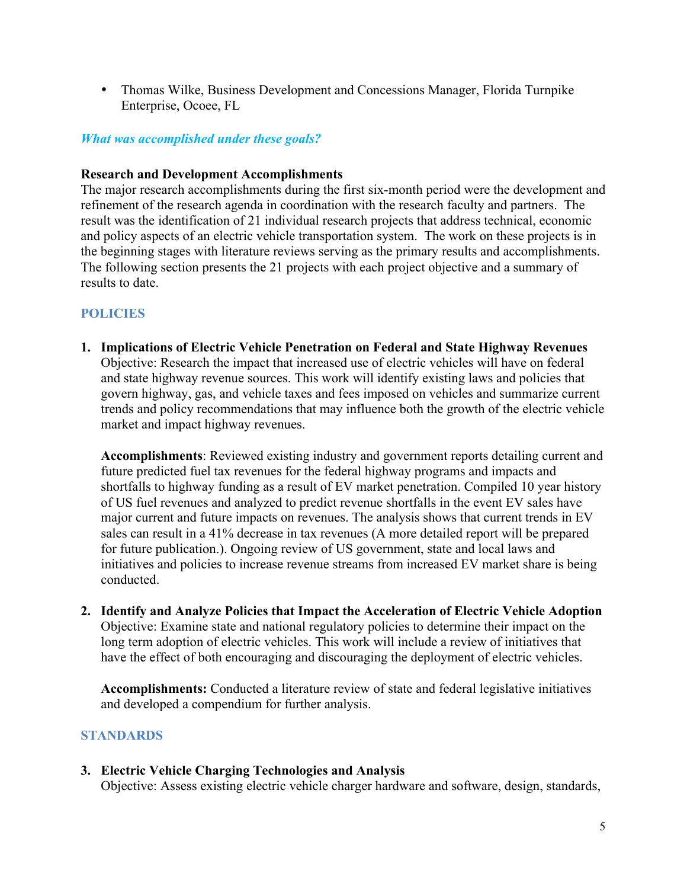- Thomas Wilke, Business Development and Concessions Manager, Florida Turnpike Enterprise, Ocoee, FL

### *What was accomplished under these goals?*

**Research and Development Accomplishments**

The major research accomplishments during the first six-month period were the development and refinement of the research agenda in coordination with the research faculty and partners. The result was the identification of 21 individual research projects that address technical, economic and policy aspects of an electric vehicle transportation system. The work on these projects is in the beginning stages with literature reviews serving as the primary results and accomplishments. The following section presents the 21 projects with each project objective and a summary of results to date.

## POLICIES

1. **Implications of Electric Vehicle Penetration on Federal and State Highway Revenues**
   Objective: Research the impact that increased use of electric vehicles will have on federal and state highway revenue sources. This work will identify existing laws and policies that govern highway, gas, and vehicle taxes and fees imposed on vehicles and summarize current trends and policy recommendations that may influence both the growth of the electric vehicle market and impact highway revenues.

   **Accomplishments**: Reviewed existing industry and government reports detailing current and future predicted fuel tax revenues for the federal highway programs and impacts and shortfalls to highway funding as a result of EV market penetration. Compiled 10 year history of US fuel revenues and analyzed to predict revenue shortfalls in the event EV sales have major current and future impacts on revenues. The analysis shows that current trends in EV sales can result in a 41% decrease in tax revenues (A more detailed report will be prepared for future publication.). Ongoing review of US government, state and local laws and initiatives and policies to increase revenue streams from increased EV market share is being conducted.

2. **Identify and Analyze Policies that Impact the Acceleration of Electric Vehicle Adoption**
   Objective: Examine state and national regulatory policies to determine their impact on the long term adoption of electric vehicles. This work will include a review of initiatives that have the effect of both encouraging and discouraging the deployment of electric vehicles.

   **Accomplishments:** Conducted a literature review of state and federal legislative initiatives and developed a compendium for further analysis.

## STANDARDS

3. **Electric Vehicle Charging Technologies and Analysis**
   Objective: Assess existing electric vehicle charger hardware and software, design, standards,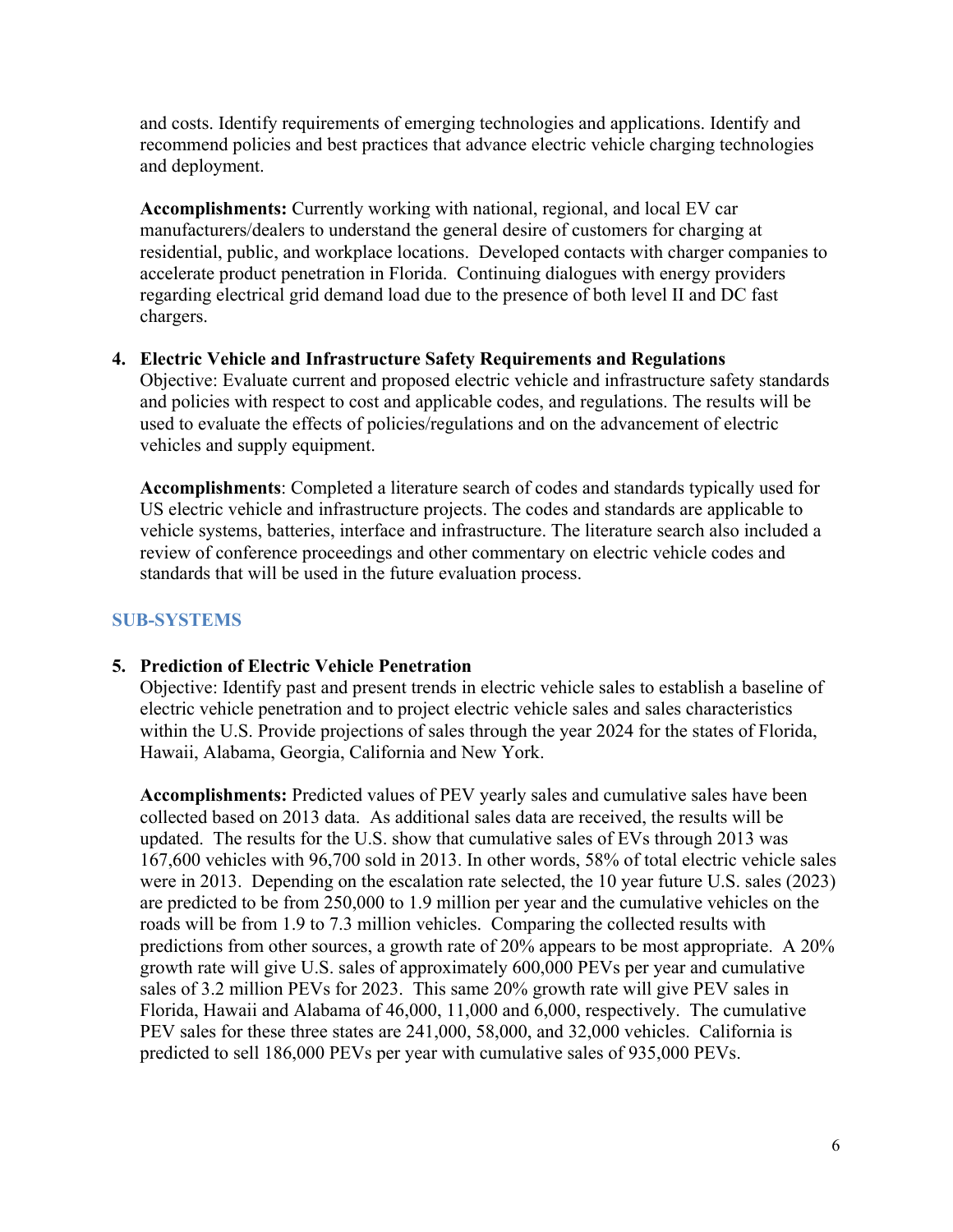and costs. Identify requirements of emerging technologies and applications. Identify and recommend policies and best practices that advance electric vehicle charging technologies and deployment.

**Accomplishments:** Currently working with national, regional, and local EV car manufacturers/dealers to understand the general desire of customers for charging at residential, public, and workplace locations. Developed contacts with charger companies to accelerate product penetration in Florida. Continuing dialogues with energy providers regarding electrical grid demand load due to the presence of both level II and DC fast chargers.

4. **Electric Vehicle and Infrastructure Safety Requirements and Regulations**
   Objective: Evaluate current and proposed electric vehicle and infrastructure safety standards and policies with respect to cost and applicable codes, and regulations. The results will be used to evaluate the effects of policies/regulations and on the advancement of electric vehicles and supply equipment.

   **Accomplishments**: Completed a literature search of codes and standards typically used for US electric vehicle and infrastructure projects. The codes and standards are applicable to vehicle systems, batteries, interface and infrastructure. The literature search also included a review of conference proceedings and other commentary on electric vehicle codes and standards that will be used in the future evaluation process.

## SUB-SYSTEMS

5. **Prediction of Electric Vehicle Penetration**
   Objective: Identify past and present trends in electric vehicle sales to establish a baseline of electric vehicle penetration and to project electric vehicle sales and sales characteristics within the U.S. Provide projections of sales through the year 2024 for the states of Florida, Hawaii, Alabama, Georgia, California and New York.

   **Accomplishments:** Predicted values of PEV yearly sales and cumulative sales have been collected based on 2013 data. As additional sales data are received, the results will be updated. The results for the U.S. show that cumulative sales of EVs through 2013 was 167,600 vehicles with 96,700 sold in 2013. In other words, 58% of total electric vehicle sales were in 2013. Depending on the escalation rate selected, the 10 year future U.S. sales (2023) are predicted to be from 250,000 to 1.9 million per year and the cumulative vehicles on the roads will be from 1.9 to 7.3 million vehicles. Comparing the collected results with predictions from other sources, a growth rate of 20% appears to be most appropriate. A 20% growth rate will give U.S. sales of approximately 600,000 PEVs per year and cumulative sales of 3.2 million PEVs for 2023. This same 20% growth rate will give PEV sales in Florida, Hawaii and Alabama of 46,000, 11,000 and 6,000, respectively. The cumulative PEV sales for these three states are 241,000, 58,000, and 32,000 vehicles. California is predicted to sell 186,000 PEVs per year with cumulative sales of 935,000 PEVs.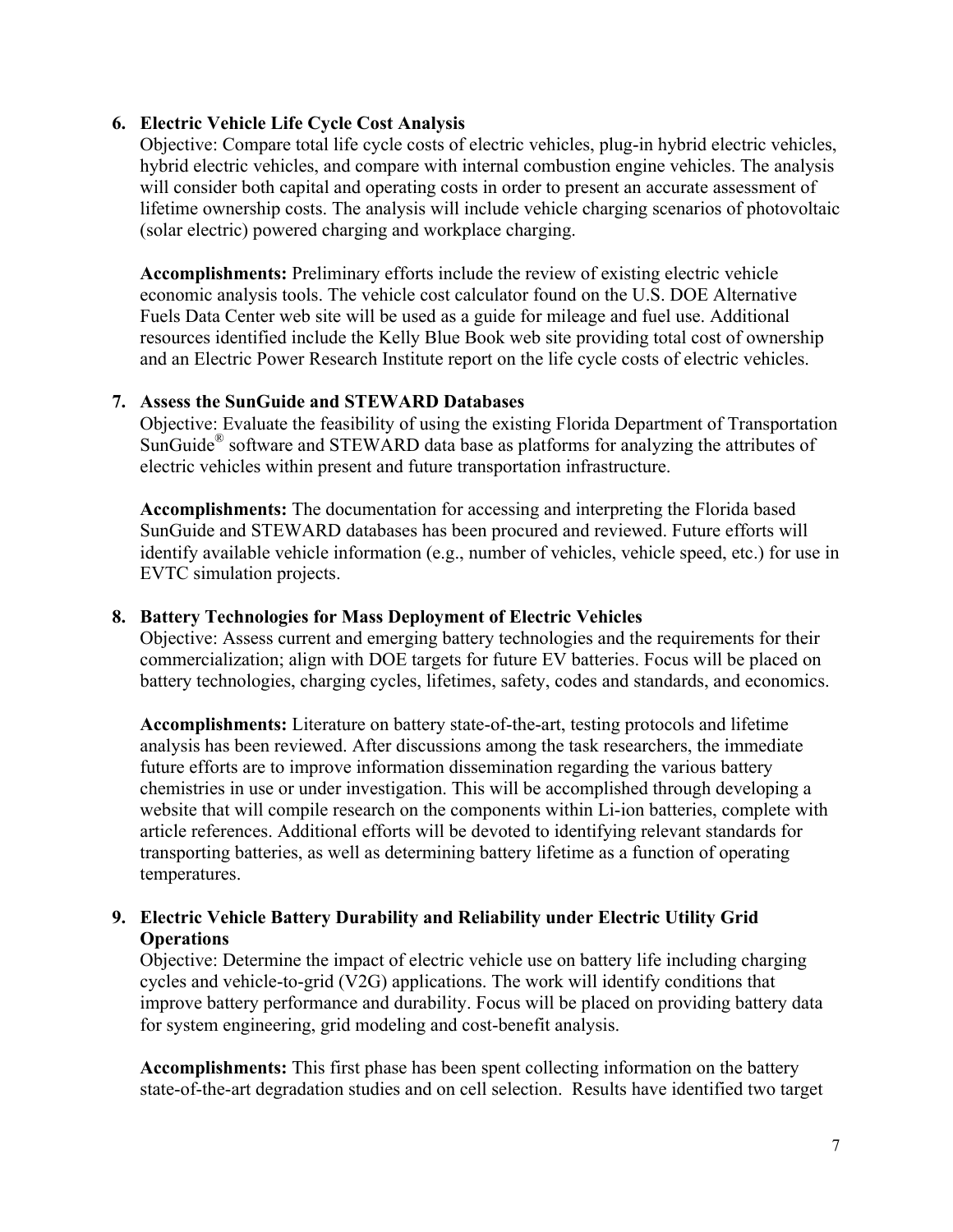6. **Electric Vehicle Life Cycle Cost Analysis**

   Objective: Compare total life cycle costs of electric vehicles, plug-in hybrid electric vehicles, hybrid electric vehicles, and compare with internal combustion engine vehicles. The analysis will consider both capital and operating costs in order to present an accurate assessment of lifetime ownership costs. The analysis will include vehicle charging scenarios of photovoltaic (solar electric) powered charging and workplace charging.

   **Accomplishments:** Preliminary efforts include the review of existing electric vehicle economic analysis tools. The vehicle cost calculator found on the U.S. DOE Alternative Fuels Data Center web site will be used as a guide for mileage and fuel use. Additional resources identified include the Kelly Blue Book web site providing total cost of ownership and an Electric Power Research Institute report on the life cycle costs of electric vehicles.

7. **Assess the SunGuide and STEWARD Databases**

   Objective: Evaluate the feasibility of using the existing Florida Department of Transportation SunGuide® software and STEWARD data base as platforms for analyzing the attributes of electric vehicles within present and future transportation infrastructure.

   **Accomplishments:** The documentation for accessing and interpreting the Florida based SunGuide and STEWARD databases has been procured and reviewed. Future efforts will identify available vehicle information (e.g., number of vehicles, vehicle speed, etc.) for use in EVTC simulation projects.

8. **Battery Technologies for Mass Deployment of Electric Vehicles**

   Objective: Assess current and emerging battery technologies and the requirements for their commercialization; align with DOE targets for future EV batteries. Focus will be placed on battery technologies, charging cycles, lifetimes, safety, codes and standards, and economics.

   **Accomplishments:** Literature on battery state-of-the-art, testing protocols and lifetime analysis has been reviewed. After discussions among the task researchers, the immediate future efforts are to improve information dissemination regarding the various battery chemistries in use or under investigation. This will be accomplished through developing a website that will compile research on the components within Li-ion batteries, complete with article references. Additional efforts will be devoted to identifying relevant standards for transporting batteries, as well as determining battery lifetime as a function of operating temperatures.

9. **Electric Vehicle Battery Durability and Reliability under Electric Utility Grid Operations**

   Objective: Determine the impact of electric vehicle use on battery life including charging cycles and vehicle-to-grid (V2G) applications. The work will identify conditions that improve battery performance and durability. Focus will be placed on providing battery data for system engineering, grid modeling and cost-benefit analysis.

   **Accomplishments:** This first phase has been spent collecting information on the battery state-of-the-art degradation studies and on cell selection. Results have identified two target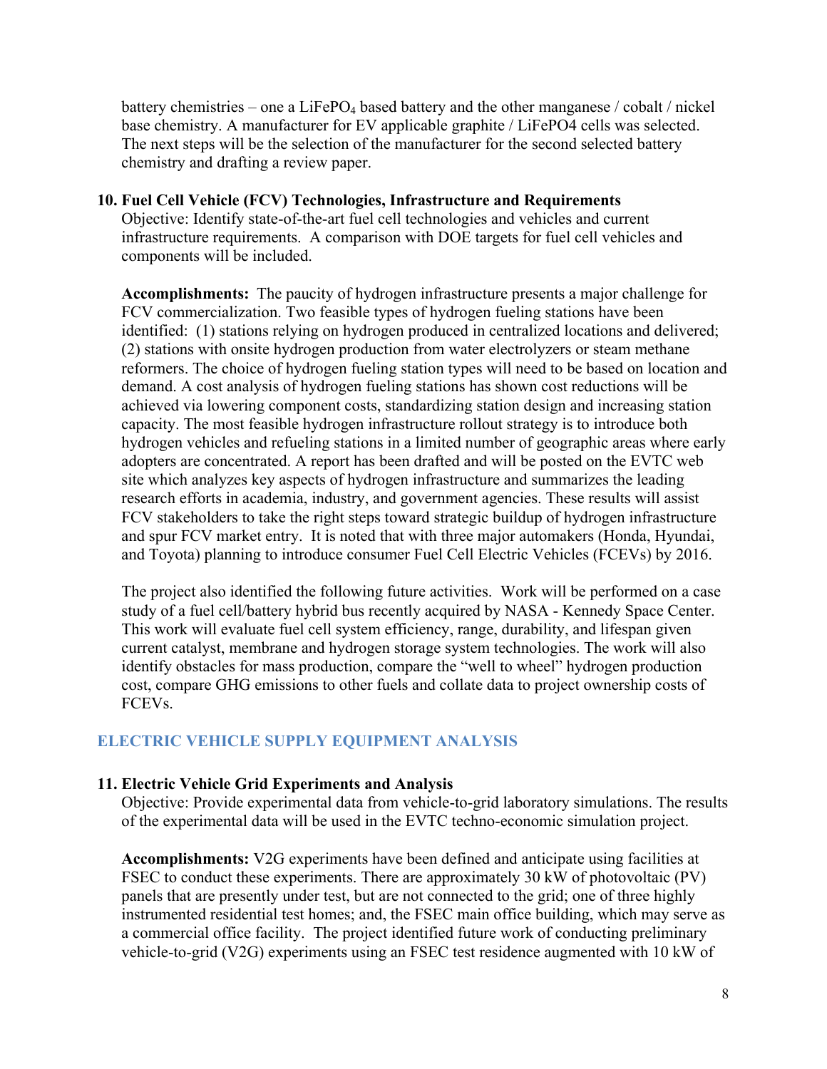battery chemistries – one a $LiFePO_4$ based battery and the other manganese / cobalt / nickel base chemistry. A manufacturer for EV applicable graphite / LiFePO4 cells was selected. The next steps will be the selection of the manufacturer for the second selected battery chemistry and drafting a review paper.

**10. Fuel Cell Vehicle (FCV) Technologies, Infrastructure and Requirements**

Objective: Identify state-of-the-art fuel cell technologies and vehicles and current infrastructure requirements. A comparison with DOE targets for fuel cell vehicles and components will be included.

**Accomplishments:** The paucity of hydrogen infrastructure presents a major challenge for FCV commercialization. Two feasible types of hydrogen fueling stations have been identified: (1) stations relying on hydrogen produced in centralized locations and delivered; (2) stations with onsite hydrogen production from water electrolyzers or steam methane reformers. The choice of hydrogen fueling station types will need to be based on location and demand. A cost analysis of hydrogen fueling stations has shown cost reductions will be achieved via lowering component costs, standardizing station design and increasing station capacity. The most feasible hydrogen infrastructure rollout strategy is to introduce both hydrogen vehicles and refueling stations in a limited number of geographic areas where early adopters are concentrated. A report has been drafted and will be posted on the EVTC web site which analyzes key aspects of hydrogen infrastructure and summarizes the leading research efforts in academia, industry, and government agencies. These results will assist FCV stakeholders to take the right steps toward strategic buildup of hydrogen infrastructure and spur FCV market entry. It is noted that with three major automakers (Honda, Hyundai, and Toyota) planning to introduce consumer Fuel Cell Electric Vehicles (FCEVs) by 2016.

The project also identified the following future activities. Work will be performed on a case study of a fuel cell/battery hybrid bus recently acquired by NASA - Kennedy Space Center. This work will evaluate fuel cell system efficiency, range, durability, and lifespan given current catalyst, membrane and hydrogen storage system technologies. The work will also identify obstacles for mass production, compare the "well to wheel" hydrogen production cost, compare GHG emissions to other fuels and collate data to project ownership costs of FCEVs.

## ELECTRIC VEHICLE SUPPLY EQUIPMENT ANALYSIS

**11. Electric Vehicle Grid Experiments and Analysis**

Objective: Provide experimental data from vehicle-to-grid laboratory simulations. The results of the experimental data will be used in the EVTC techno-economic simulation project.

**Accomplishments:** V2G experiments have been defined and anticipate using facilities at FSEC to conduct these experiments. There are approximately 30 kW of photovoltaic (PV) panels that are presently under test, but are not connected to the grid; one of three highly instrumented residential test homes; and, the FSEC main office building, which may serve as a commercial office facility. The project identified future work of conducting preliminary vehicle-to-grid (V2G) experiments using an FSEC test residence augmented with 10 kW of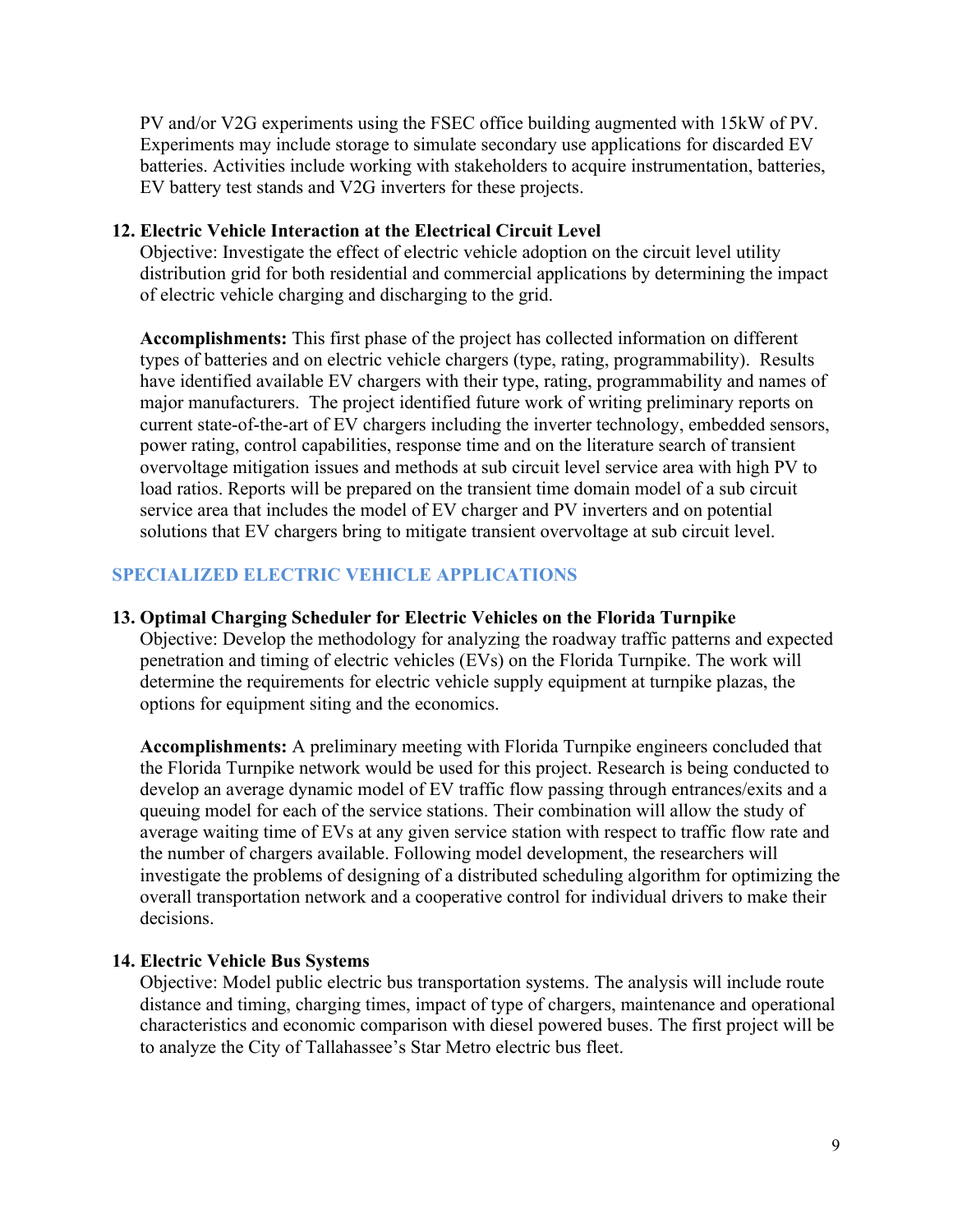PV and/or V2G experiments using the FSEC office building augmented with 15kW of PV. Experiments may include storage to simulate secondary use applications for discarded EV batteries. Activities include working with stakeholders to acquire instrumentation, batteries, EV battery test stands and V2G inverters for these projects.

**12. Electric Vehicle Interaction at the Electrical Circuit Level**

Objective: Investigate the effect of electric vehicle adoption on the circuit level utility distribution grid for both residential and commercial applications by determining the impact of electric vehicle charging and discharging to the grid.

**Accomplishments:** This first phase of the project has collected information on different types of batteries and on electric vehicle chargers (type, rating, programmability). Results have identified available EV chargers with their type, rating, programmability and names of major manufacturers. The project identified future work of writing preliminary reports on current state-of-the-art of EV chargers including the inverter technology, embedded sensors, power rating, control capabilities, response time and on the literature search of transient overvoltage mitigation issues and methods at sub circuit level service area with high PV to load ratios. Reports will be prepared on the transient time domain model of a sub circuit service area that includes the model of EV charger and PV inverters and on potential solutions that EV chargers bring to mitigate transient overvoltage at sub circuit level.

## SPECIALIZED ELECTRIC VEHICLE APPLICATIONS

**13. Optimal Charging Scheduler for Electric Vehicles on the Florida Turnpike**

Objective: Develop the methodology for analyzing the roadway traffic patterns and expected penetration and timing of electric vehicles (EVs) on the Florida Turnpike. The work will determine the requirements for electric vehicle supply equipment at turnpike plazas, the options for equipment siting and the economics.

**Accomplishments:** A preliminary meeting with Florida Turnpike engineers concluded that the Florida Turnpike network would be used for this project. Research is being conducted to develop an average dynamic model of EV traffic flow passing through entrances/exits and a queuing model for each of the service stations. Their combination will allow the study of average waiting time of EVs at any given service station with respect to traffic flow rate and the number of chargers available. Following model development, the researchers will investigate the problems of designing of a distributed scheduling algorithm for optimizing the overall transportation network and a cooperative control for individual drivers to make their decisions.

**14. Electric Vehicle Bus Systems**

Objective: Model public electric bus transportation systems. The analysis will include route distance and timing, charging times, impact of type of chargers, maintenance and operational characteristics and economic comparison with diesel powered buses. The first project will be to analyze the City of Tallahassee's Star Metro electric bus fleet.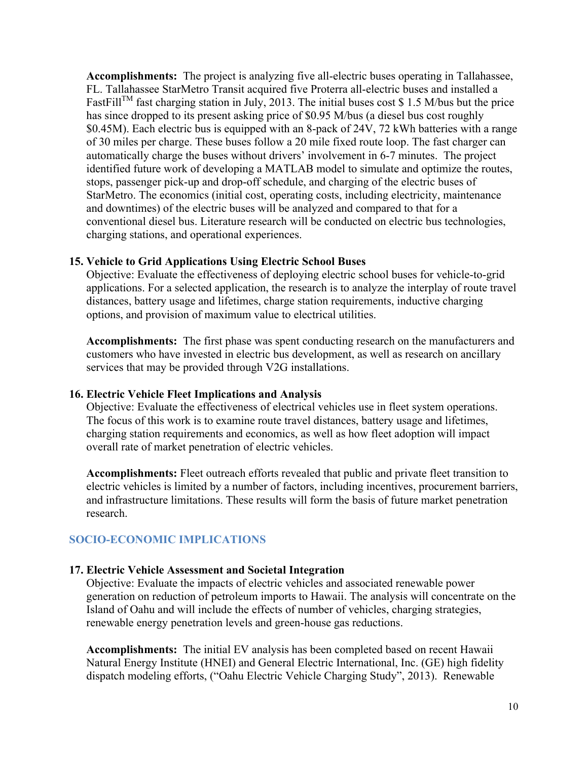**Accomplishments:** The project is analyzing five all-electric buses operating in Tallahassee, FL. Tallahassee StarMetro Transit acquired five Proterra all-electric buses and installed a FastFill$^{TM}$ fast charging station in July, 2013. The initial buses cost \$ 1.5 M/bus but the price has since dropped to its present asking price of \$0.95 M/bus (a diesel bus cost roughly \$0.45M). Each electric bus is equipped with an 8-pack of 24V, 72 kWh batteries with a range of 30 miles per charge. These buses follow a 20 mile fixed route loop. The fast charger can automatically charge the buses without drivers' involvement in 6-7 minutes. The project identified future work of developing a MATLAB model to simulate and optimize the routes, stops, passenger pick-up and drop-off schedule, and charging of the electric buses of StarMetro. The economics (initial cost, operating costs, including electricity, maintenance and downtimes) of the electric buses will be analyzed and compared to that for a conventional diesel bus. Literature research will be conducted on electric bus technologies, charging stations, and operational experiences.

### 15. Vehicle to Grid Applications Using Electric School Buses

Objective: Evaluate the effectiveness of deploying electric school buses for vehicle-to-grid applications. For a selected application, the research is to analyze the interplay of route travel distances, battery usage and lifetimes, charge station requirements, inductive charging options, and provision of maximum value to electrical utilities.

**Accomplishments:** The first phase was spent conducting research on the manufacturers and customers who have invested in electric bus development, as well as research on ancillary services that may be provided through V2G installations.

### 16. Electric Vehicle Fleet Implications and Analysis

Objective: Evaluate the effectiveness of electrical vehicles use in fleet system operations. The focus of this work is to examine route travel distances, battery usage and lifetimes, charging station requirements and economics, as well as how fleet adoption will impact overall rate of market penetration of electric vehicles.

**Accomplishments:** Fleet outreach efforts revealed that public and private fleet transition to electric vehicles is limited by a number of factors, including incentives, procurement barriers, and infrastructure limitations. These results will form the basis of future market penetration research.

## SOCIO-ECONOMIC IMPLICATIONS

### 17. Electric Vehicle Assessment and Societal Integration

Objective: Evaluate the impacts of electric vehicles and associated renewable power generation on reduction of petroleum imports to Hawaii. The analysis will concentrate on the Island of Oahu and will include the effects of number of vehicles, charging strategies, renewable energy penetration levels and green-house gas reductions.

**Accomplishments:** The initial EV analysis has been completed based on recent Hawaii Natural Energy Institute (HNEI) and General Electric International, Inc. (GE) high fidelity dispatch modeling efforts, ("Oahu Electric Vehicle Charging Study", 2013). Renewable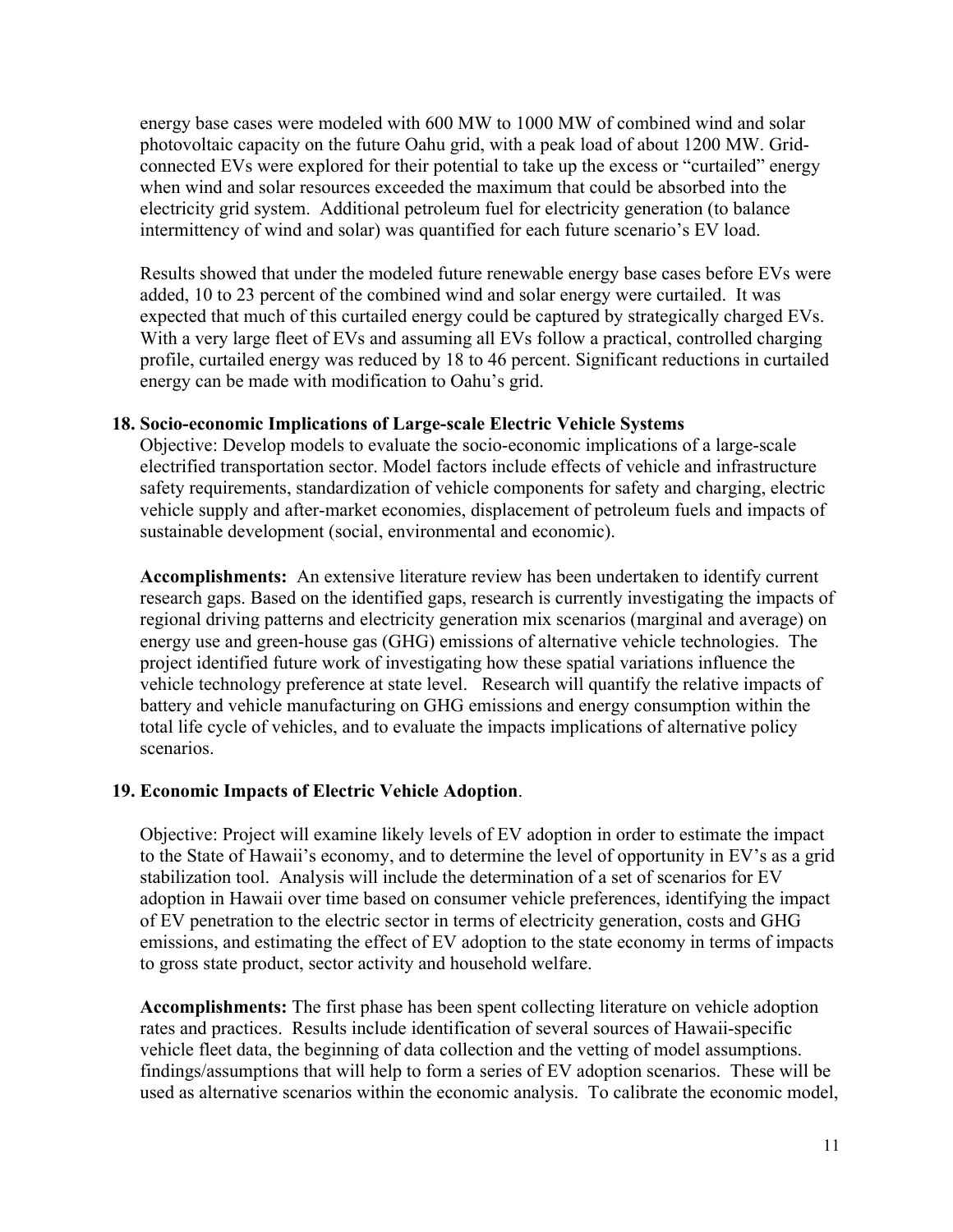energy base cases were modeled with 600 MW to 1000 MW of combined wind and solar photovoltaic capacity on the future Oahu grid, with a peak load of about 1200 MW. Grid-connected EVs were explored for their potential to take up the excess or "curtailed" energy when wind and solar resources exceeded the maximum that could be absorbed into the electricity grid system. Additional petroleum fuel for electricity generation (to balance intermittency of wind and solar) was quantified for each future scenario's EV load.

Results showed that under the modeled future renewable energy base cases before EVs were added, 10 to 23 percent of the combined wind and solar energy were curtailed. It was expected that much of this curtailed energy could be captured by strategically charged EVs. With a very large fleet of EVs and assuming all EVs follow a practical, controlled charging profile, curtailed energy was reduced by 18 to 46 percent. Significant reductions in curtailed energy can be made with modification to Oahu's grid.

**18. Socio-economic Implications of Large-scale Electric Vehicle Systems**

Objective: Develop models to evaluate the socio-economic implications of a large-scale electrified transportation sector. Model factors include effects of vehicle and infrastructure safety requirements, standardization of vehicle components for safety and charging, electric vehicle supply and after-market economies, displacement of petroleum fuels and impacts of sustainable development (social, environmental and economic).

**Accomplishments:** An extensive literature review has been undertaken to identify current research gaps. Based on the identified gaps, research is currently investigating the impacts of regional driving patterns and electricity generation mix scenarios (marginal and average) on energy use and green-house gas (GHG) emissions of alternative vehicle technologies. The project identified future work of investigating how these spatial variations influence the vehicle technology preference at state level. Research will quantify the relative impacts of battery and vehicle manufacturing on GHG emissions and energy consumption within the total life cycle of vehicles, and to evaluate the impacts implications of alternative policy scenarios.

**19. Economic Impacts of Electric Vehicle Adoption**.

Objective: Project will examine likely levels of EV adoption in order to estimate the impact to the State of Hawaii's economy, and to determine the level of opportunity in EV's as a grid stabilization tool. Analysis will include the determination of a set of scenarios for EV adoption in Hawaii over time based on consumer vehicle preferences, identifying the impact of EV penetration to the electric sector in terms of electricity generation, costs and GHG emissions, and estimating the effect of EV adoption to the state economy in terms of impacts to gross state product, sector activity and household welfare.

**Accomplishments:** The first phase has been spent collecting literature on vehicle adoption rates and practices. Results include identification of several sources of Hawaii-specific vehicle fleet data, the beginning of data collection and the vetting of model assumptions. findings/assumptions that will help to form a series of EV adoption scenarios. These will be used as alternative scenarios within the economic analysis. To calibrate the economic model,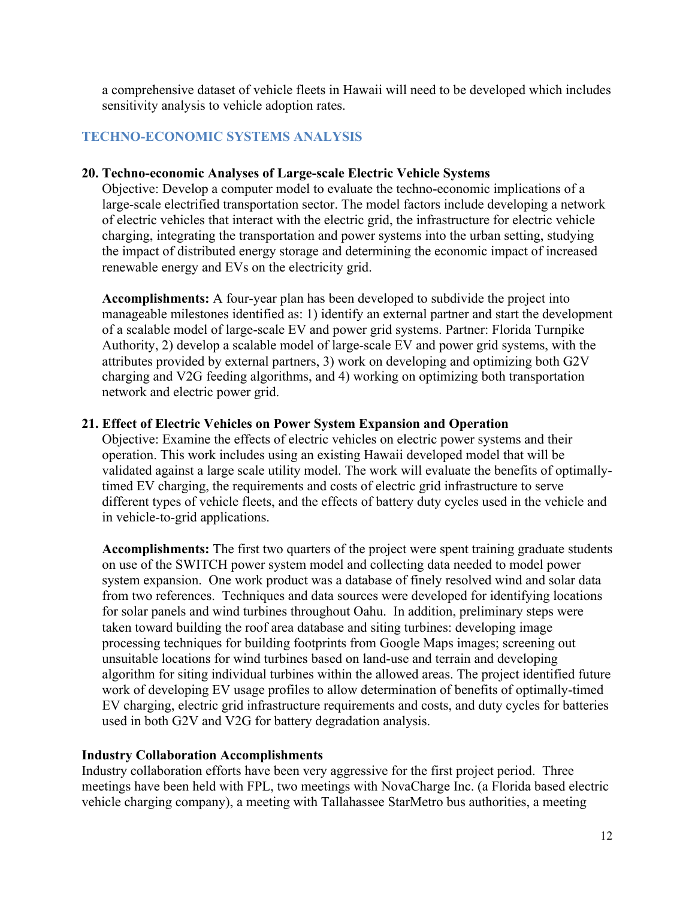a comprehensive dataset of vehicle fleets in Hawaii will need to be developed which includes sensitivity analysis to vehicle adoption rates.

## TECHNO-ECONOMIC SYSTEMS ANALYSIS

### 20. Techno-economic Analyses of Large-scale Electric Vehicle Systems

Objective: Develop a computer model to evaluate the techno-economic implications of a large-scale electrified transportation sector. The model factors include developing a network of electric vehicles that interact with the electric grid, the infrastructure for electric vehicle charging, integrating the transportation and power systems into the urban setting, studying the impact of distributed energy storage and determining the economic impact of increased renewable energy and EVs on the electricity grid.

**Accomplishments:** A four-year plan has been developed to subdivide the project into manageable milestones identified as: 1) identify an external partner and start the development of a scalable model of large-scale EV and power grid systems. Partner: Florida Turnpike Authority, 2) develop a scalable model of large-scale EV and power grid systems, with the attributes provided by external partners, 3) work on developing and optimizing both G2V charging and V2G feeding algorithms, and 4) working on optimizing both transportation network and electric power grid.

### 21. Effect of Electric Vehicles on Power System Expansion and Operation

Objective: Examine the effects of electric vehicles on electric power systems and their operation. This work includes using an existing Hawaii developed model that will be validated against a large scale utility model. The work will evaluate the benefits of optimally-timed EV charging, the requirements and costs of electric grid infrastructure to serve different types of vehicle fleets, and the effects of battery duty cycles used in the vehicle and in vehicle-to-grid applications.

**Accomplishments:** The first two quarters of the project were spent training graduate students on use of the SWITCH power system model and collecting data needed to model power system expansion. One work product was a database of finely resolved wind and solar data from two references. Techniques and data sources were developed for identifying locations for solar panels and wind turbines throughout Oahu. In addition, preliminary steps were taken toward building the roof area database and siting turbines: developing image processing techniques for building footprints from Google Maps images; screening out unsuitable locations for wind turbines based on land-use and terrain and developing algorithm for siting individual turbines within the allowed areas. The project identified future work of developing EV usage profiles to allow determination of benefits of optimally-timed EV charging, electric grid infrastructure requirements and costs, and duty cycles for batteries used in both G2V and V2G for battery degradation analysis.

### Industry Collaboration Accomplishments

Industry collaboration efforts have been very aggressive for the first project period. Three meetings have been held with FPL, two meetings with NovaCharge Inc. (a Florida based electric vehicle charging company), a meeting with Tallahassee StarMetro bus authorities, a meeting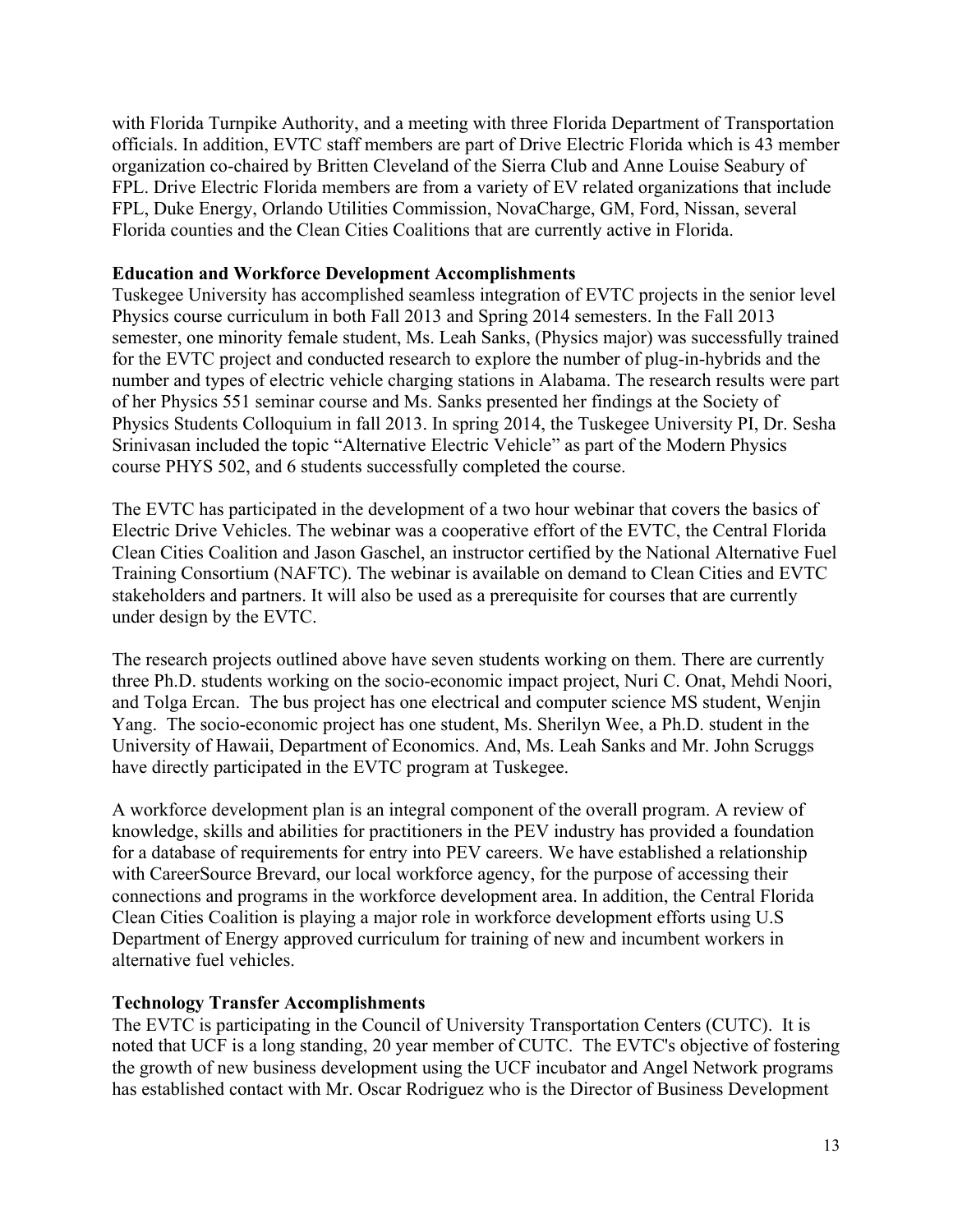with Florida Turnpike Authority, and a meeting with three Florida Department of Transportation officials. In addition, EVTC staff members are part of Drive Electric Florida which is 43 member organization co-chaired by Britten Cleveland of the Sierra Club and Anne Louise Seabury of FPL. Drive Electric Florida members are from a variety of EV related organizations that include FPL, Duke Energy, Orlando Utilities Commission, NovaCharge, GM, Ford, Nissan, several Florida counties and the Clean Cities Coalitions that are currently active in Florida.

**Education and Workforce Development Accomplishments**

Tuskegee University has accomplished seamless integration of EVTC projects in the senior level Physics course curriculum in both Fall 2013 and Spring 2014 semesters. In the Fall 2013 semester, one minority female student, Ms. Leah Sanks, (Physics major) was successfully trained for the EVTC project and conducted research to explore the number of plug-in-hybrids and the number and types of electric vehicle charging stations in Alabama. The research results were part of her Physics 551 seminar course and Ms. Sanks presented her findings at the Society of Physics Students Colloquium in fall 2013. In spring 2014, the Tuskegee University PI, Dr. Sesha Srinivasan included the topic "Alternative Electric Vehicle" as part of the Modern Physics course PHYS 502, and 6 students successfully completed the course.

The EVTC has participated in the development of a two hour webinar that covers the basics of Electric Drive Vehicles. The webinar was a cooperative effort of the EVTC, the Central Florida Clean Cities Coalition and Jason Gaschel, an instructor certified by the National Alternative Fuel Training Consortium (NAFTC). The webinar is available on demand to Clean Cities and EVTC stakeholders and partners. It will also be used as a prerequisite for courses that are currently under design by the EVTC.

The research projects outlined above have seven students working on them. There are currently three Ph.D. students working on the socio-economic impact project, Nuri C. Onat, Mehdi Noori, and Tolga Ercan. The bus project has one electrical and computer science MS student, Wenjin Yang. The socio-economic project has one student, Ms. Sherilyn Wee, a Ph.D. student in the University of Hawaii, Department of Economics. And, Ms. Leah Sanks and Mr. John Scruggs have directly participated in the EVTC program at Tuskegee.

A workforce development plan is an integral component of the overall program. A review of knowledge, skills and abilities for practitioners in the PEV industry has provided a foundation for a database of requirements for entry into PEV careers. We have established a relationship with CareerSource Brevard, our local workforce agency, for the purpose of accessing their connections and programs in the workforce development area. In addition, the Central Florida Clean Cities Coalition is playing a major role in workforce development efforts using U.S Department of Energy approved curriculum for training of new and incumbent workers in alternative fuel vehicles.

**Technology Transfer Accomplishments**

The EVTC is participating in the Council of University Transportation Centers (CUTC). It is noted that UCF is a long standing, 20 year member of CUTC. The EVTC's objective of fostering the growth of new business development using the UCF incubator and Angel Network programs has established contact with Mr. Oscar Rodriguez who is the Director of Business Development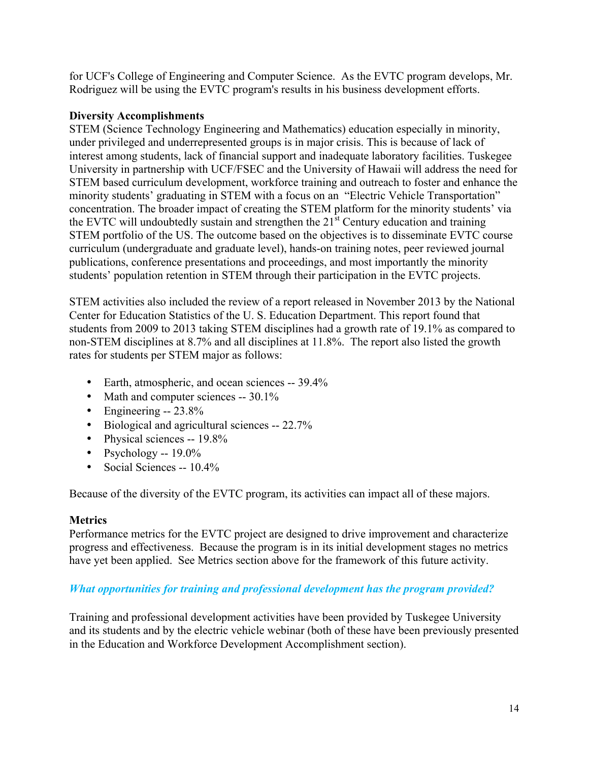for UCF's College of Engineering and Computer Science. As the EVTC program develops, Mr. Rodriguez will be using the EVTC program's results in his business development efforts.

**Diversity Accomplishments**

STEM (Science Technology Engineering and Mathematics) education especially in minority, under privileged and underrepresented groups is in major crisis. This is because of lack of interest among students, lack of financial support and inadequate laboratory facilities. Tuskegee University in partnership with UCF/FSEC and the University of Hawaii will address the need for STEM based curriculum development, workforce training and outreach to foster and enhance the minority students' graduating in STEM with a focus on an "Electric Vehicle Transportation" concentration. The broader impact of creating the STEM platform for the minority students' via the EVTC will undoubtedly sustain and strengthen the 21st Century education and training STEM portfolio of the US. The outcome based on the objectives is to disseminate EVTC course curriculum (undergraduate and graduate level), hands-on training notes, peer reviewed journal publications, conference presentations and proceedings, and most importantly the minority students' population retention in STEM through their participation in the EVTC projects.

STEM activities also included the review of a report released in November 2013 by the National Center for Education Statistics of the U. S. Education Department. This report found that students from 2009 to 2013 taking STEM disciplines had a growth rate of 19.1% as compared to non-STEM disciplines at 8.7% and all disciplines at 11.8%. The report also listed the growth rates for students per STEM major as follows:

- Earth, atmospheric, and ocean sciences -- 39.4%
- Math and computer sciences -- 30.1%
- Engineering -- 23.8%
- Biological and agricultural sciences -- 22.7%
- Physical sciences -- 19.8%
- Psychology -- 19.0%
- Social Sciences -- 10.4%

Because of the diversity of the EVTC program, its activities can impact all of these majors.

**Metrics**

Performance metrics for the EVTC project are designed to drive improvement and characterize progress and effectiveness. Because the program is in its initial development stages no metrics have yet been applied. See Metrics section above for the framework of this future activity.

***What opportunities for training and professional development has the program provided?***

Training and professional development activities have been provided by Tuskegee University and its students and by the electric vehicle webinar (both of these have been previously presented in the Education and Workforce Development Accomplishment section).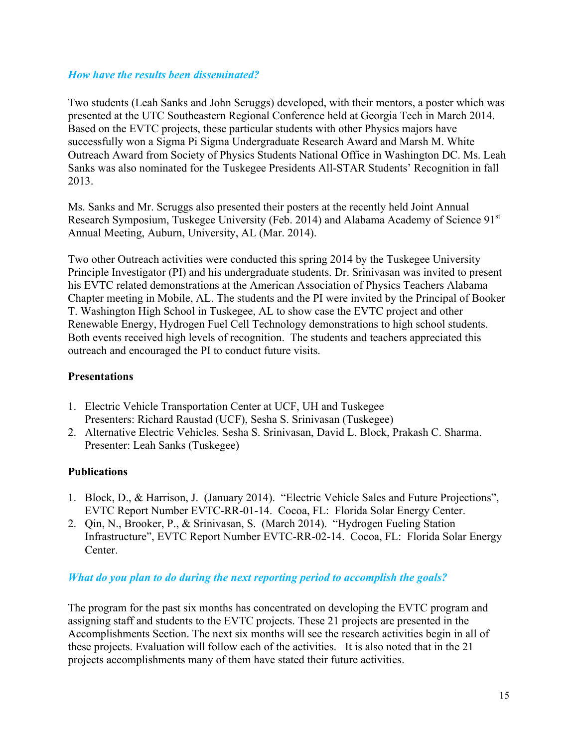### *How have the results been disseminated?*

Two students (Leah Sanks and John Scruggs) developed, with their mentors, a poster which was presented at the UTC Southeastern Regional Conference held at Georgia Tech in March 2014. Based on the EVTC projects, these particular students with other Physics majors have successfully won a Sigma Pi Sigma Undergraduate Research Award and Marsh M. White Outreach Award from Society of Physics Students National Office in Washington DC. Ms. Leah Sanks was also nominated for the Tuskegee Presidents All-STAR Students' Recognition in fall 2013.

Ms. Sanks and Mr. Scruggs also presented their posters at the recently held Joint Annual Research Symposium, Tuskegee University (Feb. 2014) and Alabama Academy of Science 91st Annual Meeting, Auburn, University, AL (Mar. 2014).

Two other Outreach activities were conducted this spring 2014 by the Tuskegee University Principle Investigator (PI) and his undergraduate students. Dr. Srinivasan was invited to present his EVTC related demonstrations at the American Association of Physics Teachers Alabama Chapter meeting in Mobile, AL. The students and the PI were invited by the Principal of Booker T. Washington High School in Tuskegee, AL to show case the EVTC project and other Renewable Energy, Hydrogen Fuel Cell Technology demonstrations to high school students. Both events received high levels of recognition. The students and teachers appreciated this outreach and encouraged the PI to conduct future visits.

**Presentations**

1. Electric Vehicle Transportation Center at UCF, UH and Tuskegee
   Presenters: Richard Raustad (UCF), Sesha S. Srinivasan (Tuskegee)
2. Alternative Electric Vehicles. Sesha S. Srinivasan, David L. Block, Prakash C. Sharma.
   Presenter: Leah Sanks (Tuskegee)

**Publications**

1. Block, D., & Harrison, J. (January 2014). "Electric Vehicle Sales and Future Projections", EVTC Report Number EVTC-RR-01-14. Cocoa, FL: Florida Solar Energy Center.
2. Qin, N., Brooker, P., & Srinivasan, S. (March 2014). "Hydrogen Fueling Station Infrastructure", EVTC Report Number EVTC-RR-02-14. Cocoa, FL: Florida Solar Energy Center.

### *What do you plan to do during the next reporting period to accomplish the goals?*

The program for the past six months has concentrated on developing the EVTC program and assigning staff and students to the EVTC projects. These 21 projects are presented in the Accomplishments Section. The next six months will see the research activities begin in all of these projects. Evaluation will follow each of the activities. It is also noted that in the 21 projects accomplishments many of them have stated their future activities.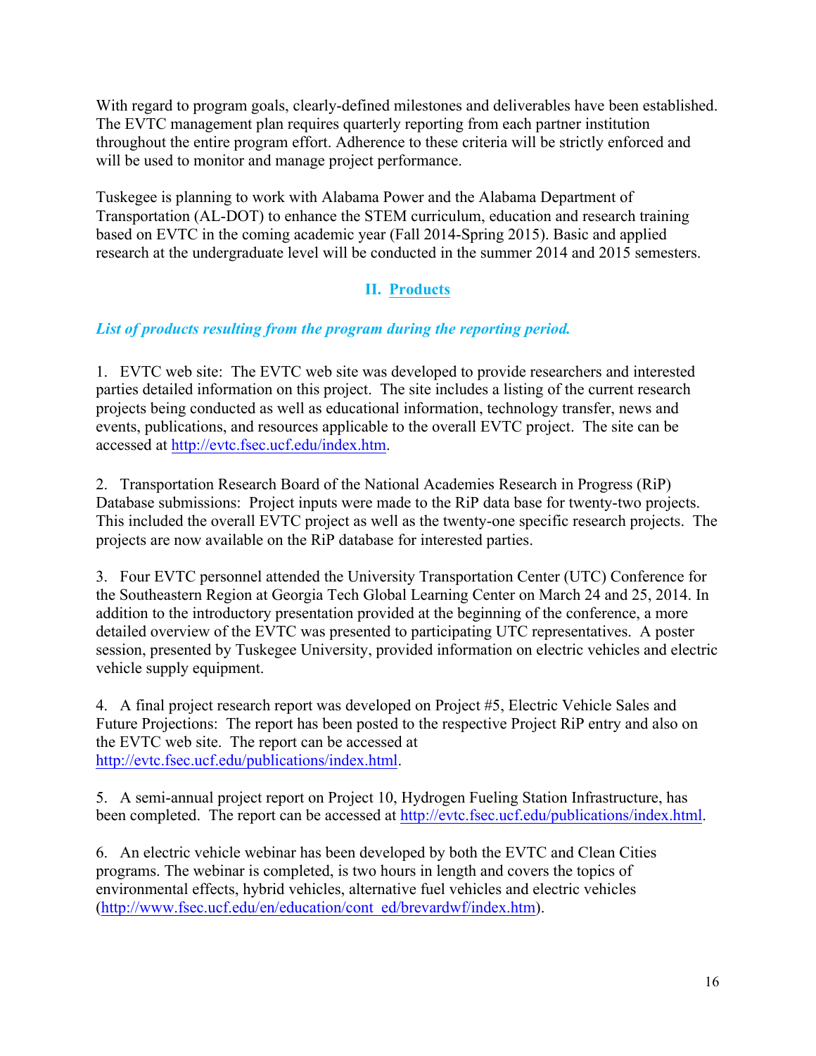With regard to program goals, clearly-defined milestones and deliverables have been established. The EVTC management plan requires quarterly reporting from each partner institution throughout the entire program effort. Adherence to these criteria will be strictly enforced and will be used to monitor and manage project performance.

Tuskegee is planning to work with Alabama Power and the Alabama Department of Transportation (AL-DOT) to enhance the STEM curriculum, education and research training based on EVTC in the coming academic year (Fall 2014-Spring 2015). Basic and applied research at the undergraduate level will be conducted in the summer 2014 and 2015 semesters.

## II. Products

***List of products resulting from the program during the reporting period.***

1. EVTC web site: The EVTC web site was developed to provide researchers and interested parties detailed information on this project. The site includes a listing of the current research projects being conducted as well as educational information, technology transfer, news and events, publications, and resources applicable to the overall EVTC project. The site can be accessed at http://evtc.fsec.ucf.edu/index.htm.

2. Transportation Research Board of the National Academies Research in Progress (RiP) Database submissions: Project inputs were made to the RiP data base for twenty-two projects. This included the overall EVTC project as well as the twenty-one specific research projects. The projects are now available on the RiP database for interested parties.

3. Four EVTC personnel attended the University Transportation Center (UTC) Conference for the Southeastern Region at Georgia Tech Global Learning Center on March 24 and 25, 2014. In addition to the introductory presentation provided at the beginning of the conference, a more detailed overview of the EVTC was presented to participating UTC representatives. A poster session, presented by Tuskegee University, provided information on electric vehicles and electric vehicle supply equipment.

4. A final project research report was developed on Project #5, Electric Vehicle Sales and Future Projections: The report has been posted to the respective Project RiP entry and also on the EVTC web site. The report can be accessed at http://evtc.fsec.ucf.edu/publications/index.html.

5. A semi-annual project report on Project 10, Hydrogen Fueling Station Infrastructure, has been completed. The report can be accessed at http://evtc.fsec.ucf.edu/publications/index.html.

6. An electric vehicle webinar has been developed by both the EVTC and Clean Cities programs. The webinar is completed, is two hours in length and covers the topics of environmental effects, hybrid vehicles, alternative fuel vehicles and electric vehicles (http://www.fsec.ucf.edu/en/education/cont_ed/brevardwf/index.htm).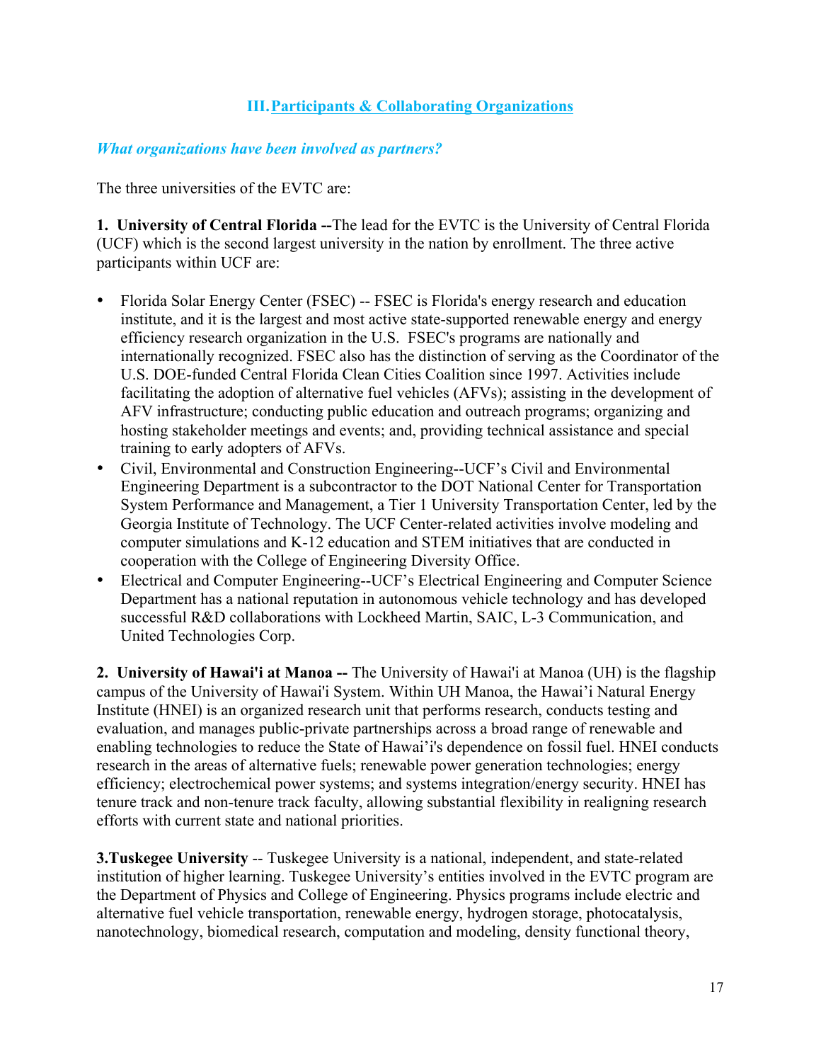## III. Participants & Collaborating Organizations

### *What organizations have been involved as partners?*

The three universities of the EVTC are:

**1. University of Central Florida --** The lead for the EVTC is the University of Central Florida (UCF) which is the second largest university in the nation by enrollment. The three active participants within UCF are:

- Florida Solar Energy Center (FSEC) -- FSEC is Florida's energy research and education institute, and it is the largest and most active state-supported renewable energy and energy efficiency research organization in the U.S. FSEC's programs are nationally and internationally recognized. FSEC also has the distinction of serving as the Coordinator of the U.S. DOE-funded Central Florida Clean Cities Coalition since 1997. Activities include facilitating the adoption of alternative fuel vehicles (AFVs); assisting in the development of AFV infrastructure; conducting public education and outreach programs; organizing and hosting stakeholder meetings and events; and, providing technical assistance and special training to early adopters of AFVs.
- Civil, Environmental and Construction Engineering--UCF's Civil and Environmental Engineering Department is a subcontractor to the DOT National Center for Transportation System Performance and Management, a Tier 1 University Transportation Center, led by the Georgia Institute of Technology. The UCF Center-related activities involve modeling and computer simulations and K-12 education and STEM initiatives that are conducted in cooperation with the College of Engineering Diversity Office.
- Electrical and Computer Engineering--UCF's Electrical Engineering and Computer Science Department has a national reputation in autonomous vehicle technology and has developed successful R&D collaborations with Lockheed Martin, SAIC, L-3 Communication, and United Technologies Corp.

**2. University of Hawai'i at Manoa --** The University of Hawai'i at Manoa (UH) is the flagship campus of the University of Hawai'i System. Within UH Manoa, the Hawai'i Natural Energy Institute (HNEI) is an organized research unit that performs research, conducts testing and evaluation, and manages public-private partnerships across a broad range of renewable and enabling technologies to reduce the State of Hawai'i's dependence on fossil fuel. HNEI conducts research in the areas of alternative fuels; renewable power generation technologies; energy efficiency; electrochemical power systems; and systems integration/energy security. HNEI has tenure track and non-tenure track faculty, allowing substantial flexibility in realigning research efforts with current state and national priorities.

**3. Tuskegee University** -- Tuskegee University is a national, independent, and state-related institution of higher learning. Tuskegee University's entities involved in the EVTC program are the Department of Physics and College of Engineering. Physics programs include electric and alternative fuel vehicle transportation, renewable energy, hydrogen storage, photocatalysis, nanotechnology, biomedical research, computation and modeling, density functional theory,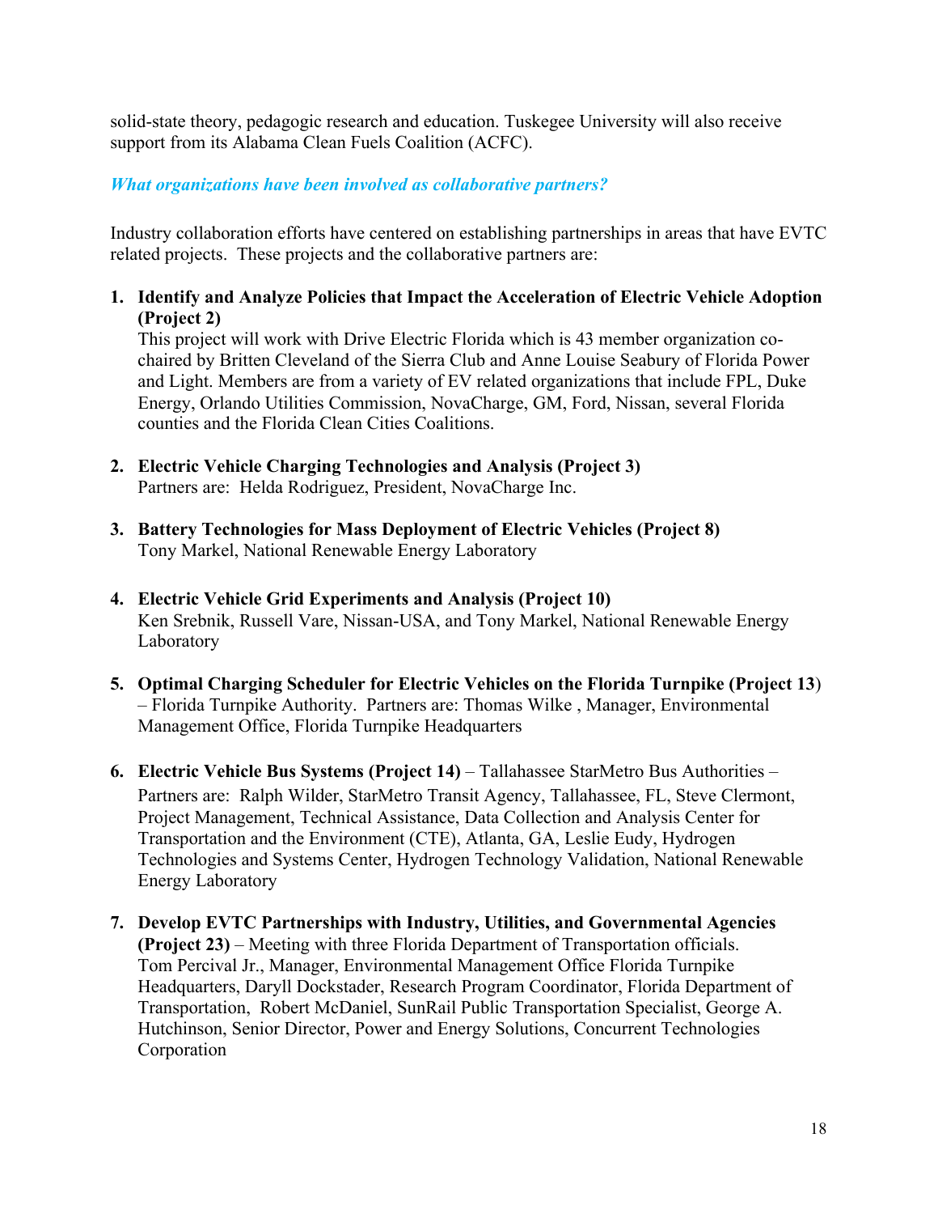solid-state theory, pedagogic research and education. Tuskegee University will also receive support from its Alabama Clean Fuels Coalition (ACFC).

### *What organizations have been involved as collaborative partners?*

Industry collaboration efforts have centered on establishing partnerships in areas that have EVTC related projects. These projects and the collaborative partners are:

1. **Identify and Analyze Policies that Impact the Acceleration of Electric Vehicle Adoption (Project 2)**
   This project will work with Drive Electric Florida which is 43 member organization co-chaired by Britten Cleveland of the Sierra Club and Anne Louise Seabury of Florida Power and Light. Members are from a variety of EV related organizations that include FPL, Duke Energy, Orlando Utilities Commission, NovaCharge, GM, Ford, Nissan, several Florida counties and the Florida Clean Cities Coalitions.

2. **Electric Vehicle Charging Technologies and Analysis (Project 3)**
   Partners are: Helda Rodriguez, President, NovaCharge Inc.

3. **Battery Technologies for Mass Deployment of Electric Vehicles (Project 8)**
   Tony Markel, National Renewable Energy Laboratory

4. **Electric Vehicle Grid Experiments and Analysis (Project 10)**
   Ken Srebnik, Russell Vare, Nissan-USA, and Tony Markel, National Renewable Energy Laboratory

5. **Optimal Charging Scheduler for Electric Vehicles on the Florida Turnpike (Project 13**) – Florida Turnpike Authority. Partners are: Thomas Wilke , Manager, Environmental Management Office, Florida Turnpike Headquarters

6. **Electric Vehicle Bus Systems (Project 14)** – Tallahassee StarMetro Bus Authorities – Partners are: Ralph Wilder, StarMetro Transit Agency, Tallahassee, FL, Steve Clermont, Project Management, Technical Assistance, Data Collection and Analysis Center for Transportation and the Environment (CTE), Atlanta, GA, Leslie Eudy, Hydrogen Technologies and Systems Center, Hydrogen Technology Validation, National Renewable Energy Laboratory

7. **Develop EVTC Partnerships with Industry, Utilities, and Governmental Agencies (Project 23)** – Meeting with three Florida Department of Transportation officials. Tom Percival Jr., Manager, Environmental Management Office Florida Turnpike Headquarters, Daryll Dockstader, Research Program Coordinator, Florida Department of Transportation, Robert McDaniel, SunRail Public Transportation Specialist, George A. Hutchinson, Senior Director, Power and Energy Solutions, Concurrent Technologies Corporation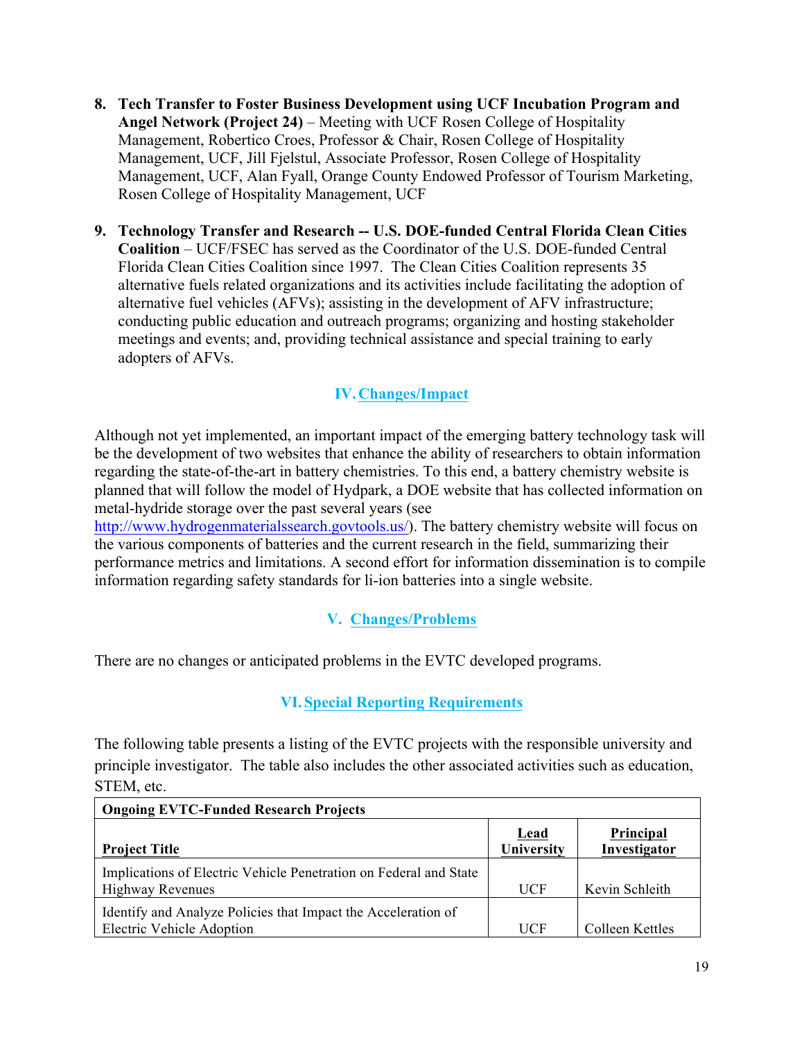8. **Tech Transfer to Foster Business Development using UCF Incubation Program and Angel Network (Project 24)** – Meeting with UCF Rosen College of Hospitality Management, Robertico Croes, Professor & Chair, Rosen College of Hospitality Management, UCF, Jill Fjelstul, Associate Professor, Rosen College of Hospitality Management, UCF, Alan Fyall, Orange County Endowed Professor of Tourism Marketing, Rosen College of Hospitality Management, UCF

9. **Technology Transfer and Research -- U.S. DOE-funded Central Florida Clean Cities Coalition** – UCF/FSEC has served as the Coordinator of the U.S. DOE-funded Central Florida Clean Cities Coalition since 1997. The Clean Cities Coalition represents 35 alternative fuels related organizations and its activities include facilitating the adoption of alternative fuel vehicles (AFVs); assisting in the development of AFV infrastructure; conducting public education and outreach programs; organizing and hosting stakeholder meetings and events; and, providing technical assistance and special training to early adopters of AFVs.

## IV. Changes/Impact

Although not yet implemented, an important impact of the emerging battery technology task will be the development of two websites that enhance the ability of researchers to obtain information regarding the state-of-the-art in battery chemistries. To this end, a battery chemistry website is planned that will follow the model of Hydpark, a DOE website that has collected information on metal-hydride storage over the past several years (see http://www.hydrogenmaterialssearch.govtools.us/). The battery chemistry website will focus on the various components of batteries and the current research in the field, summarizing their performance metrics and limitations. A second effort for information dissemination is to compile information regarding safety standards for li-ion batteries into a single website.

## V. Changes/Problems

There are no changes or anticipated problems in the EVTC developed programs.

## VI. Special Reporting Requirements

The following table presents a listing of the EVTC projects with the responsible university and principle investigator. The table also includes the other associated activities such as education, STEM, etc.

| **Ongoing EVTC-Funded Research Projects** | | |
|---|---|---|
| **Project Title** | **Lead University** | **Principal Investigator** |
| Implications of Electric Vehicle Penetration on Federal and State Highway Revenues | UCF | Kevin Schleith |
| Identify and Analyze Policies that Impact the Acceleration of Electric Vehicle Adoption | UCF | Colleen Kettles |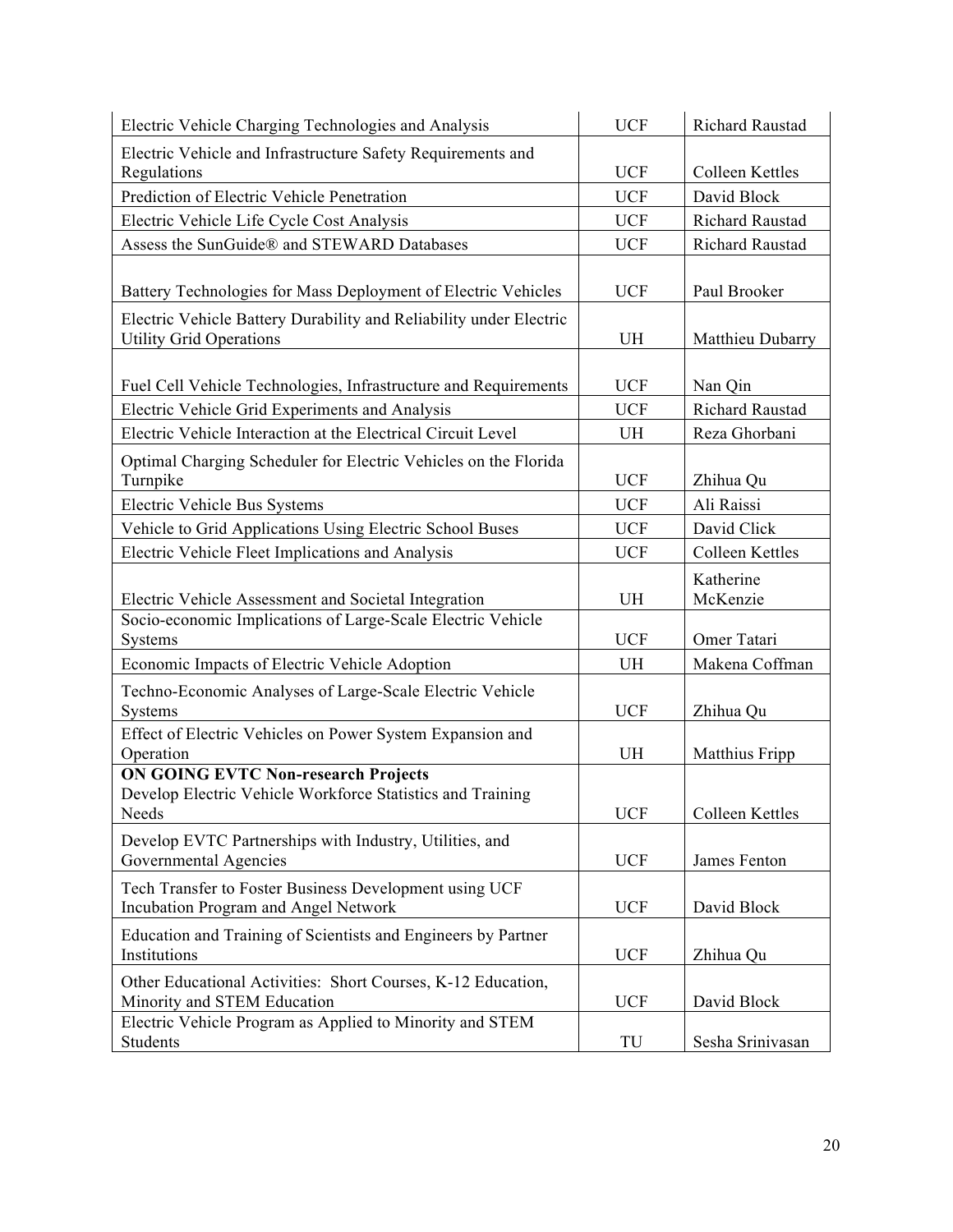| | | |
|---|---|---|
| Electric Vehicle Charging Technologies and Analysis | UCF | Richard Raustad |
| Electric Vehicle and Infrastructure Safety Requirements and Regulations | UCF | Colleen Kettles |
| Prediction of Electric Vehicle Penetration | UCF | David Block |
| Electric Vehicle Life Cycle Cost Analysis | UCF | Richard Raustad |
| Assess the SunGuide® and STEWARD Databases | UCF | Richard Raustad |
| Battery Technologies for Mass Deployment of Electric Vehicles | UCF | Paul Brooker |
| Electric Vehicle Battery Durability and Reliability under Electric Utility Grid Operations | UH | Matthieu Dubarry |
| Fuel Cell Vehicle Technologies, Infrastructure and Requirements | UCF | Nan Qin |
| Electric Vehicle Grid Experiments and Analysis | UCF | Richard Raustad |
| Electric Vehicle Interaction at the Electrical Circuit Level | UH | Reza Ghorbani |
| Optimal Charging Scheduler for Electric Vehicles on the Florida Turnpike | UCF | Zhihua Qu |
| Electric Vehicle Bus Systems | UCF | Ali Raissi |
| Vehicle to Grid Applications Using Electric School Buses | UCF | David Click |
| Electric Vehicle Fleet Implications and Analysis | UCF | Colleen Kettles |
| Electric Vehicle Assessment and Societal Integration | UH | Katherine McKenzie |
| Socio-economic Implications of Large-Scale Electric Vehicle Systems | UCF | Omer Tatari |
| Economic Impacts of Electric Vehicle Adoption | UH | Makena Coffman |
| Techno-Economic Analyses of Large-Scale Electric Vehicle Systems | UCF | Zhihua Qu |
| Effect of Electric Vehicles on Power System Expansion and Operation | UH | Matthius Fripp |
| **ON GOING EVTC Non-research Projects** Develop Electric Vehicle Workforce Statistics and Training Needs | UCF | Colleen Kettles |
| Develop EVTC Partnerships with Industry, Utilities, and Governmental Agencies | UCF | James Fenton |
| Tech Transfer to Foster Business Development using UCF Incubation Program and Angel Network | UCF | David Block |
| Education and Training of Scientists and Engineers by Partner Institutions | UCF | Zhihua Qu |
| Other Educational Activities: Short Courses, K-12 Education, Minority and STEM Education | UCF | David Block |
| Electric Vehicle Program as Applied to Minority and STEM Students | TU | Sesha Srinivasan |